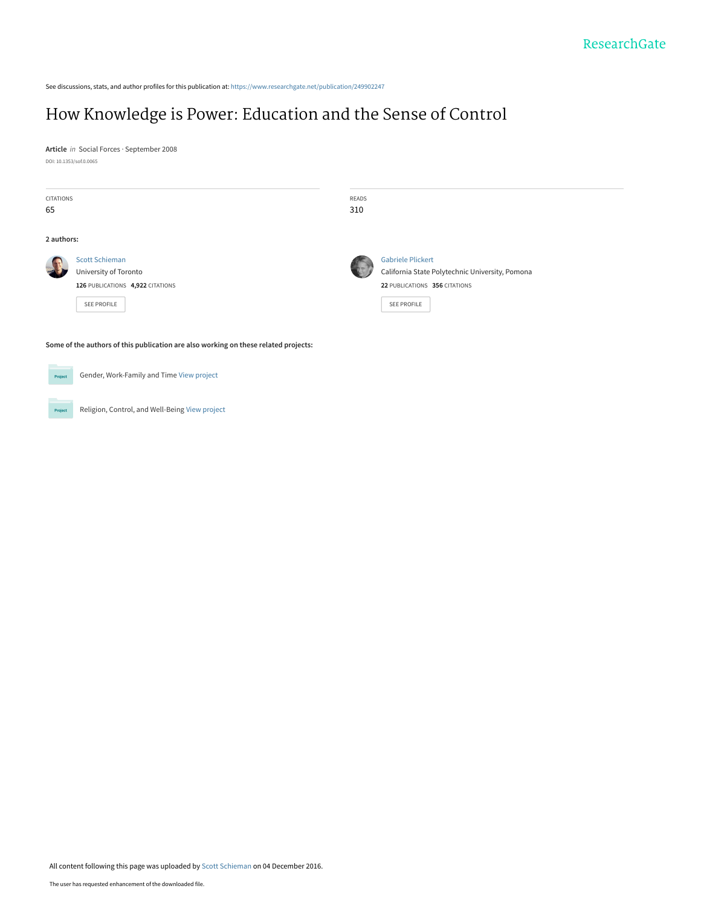ResearchGate

See discussions, stats, and author profiles for this publication at: https://www.researchgate.net/publication/249902247

# How Knowledge is Power: Education and the Sense of Control

**Article** *in* Social Forces · September 2008

DOI: 10.1353/sof.0.0065

| CITATIONS | READS |
| --- | --- |
| 65 | 310 |

**2 authors:**

**Scott Schieman**
University of Toronto
**126** PUBLICATIONS **4,922** CITATIONS
SEE PROFILE

**Gabriele Plickert**
California State Polytechnic University, Pomona
**22** PUBLICATIONS **356** CITATIONS
SEE PROFILE

**Some of the authors of this publication are also working on these related projects:**

Project: Gender, Work-Family and Time View project

Project: Religion, Control, and Well-Being View project

All content following this page was uploaded by Scott Schieman on 04 December 2016.

The user has requested enhancement of the downloaded file.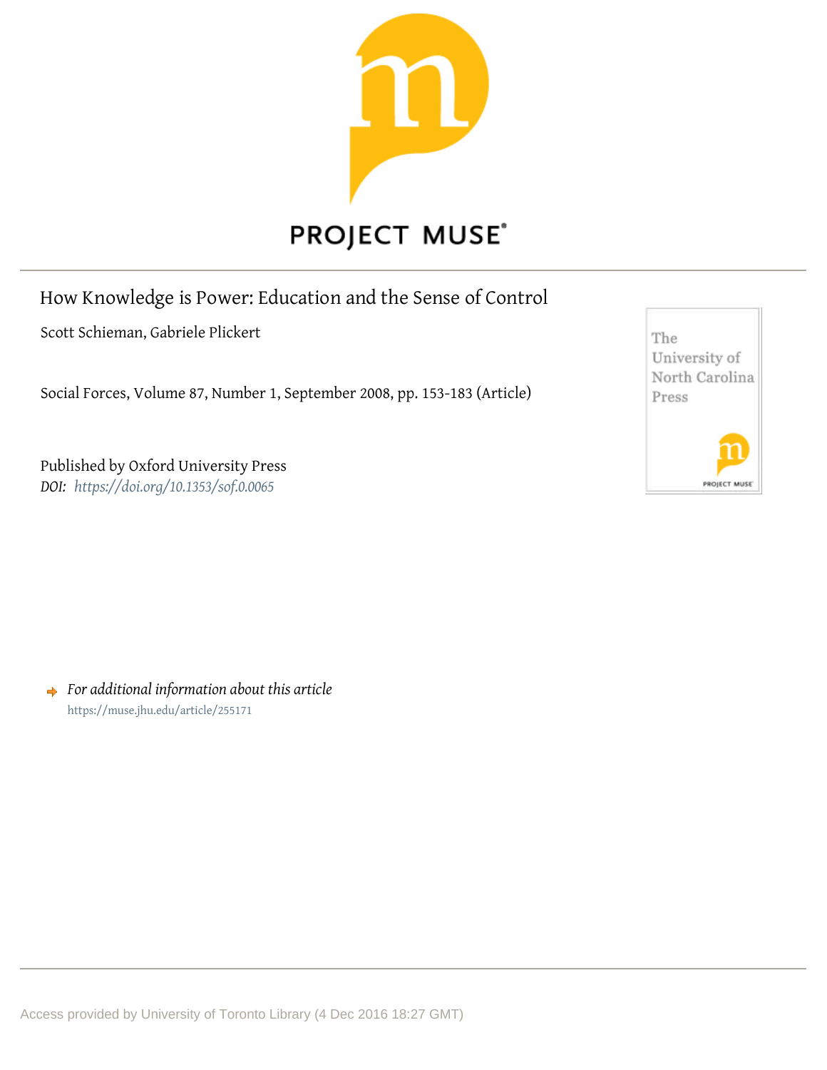# How Knowledge is Power: Education and the Sense of Control

Scott Schieman, Gabriele Plickert

Social Forces, Volume 87, Number 1, September 2008, pp. 153-183 (Article)

Published by Oxford University Press

*DOI: https://doi.org/10.1353/sof.0.0065*

*For additional information about this article*

https://muse.jhu.edu/article/255171

Access provided by University of Toronto Library (4 Dec 2016 18:27 GMT)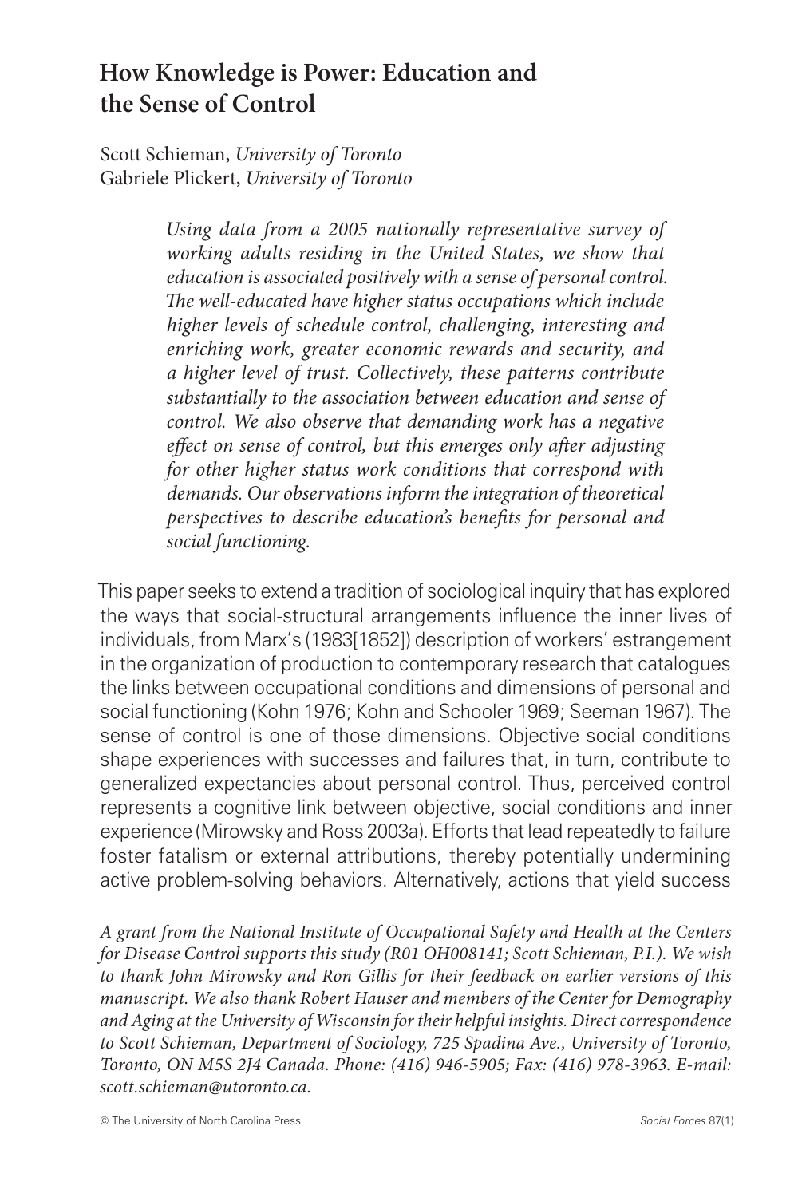# How Knowledge is Power: Education and the Sense of Control

Scott Schieman, *University of Toronto*
Gabriele Plickert, *University of Toronto*

*Using data from a 2005 nationally representative survey of working adults residing in the United States, we show that education is associated positively with a sense of personal control. The well-educated have higher status occupations which include higher levels of schedule control, challenging, interesting and enriching work, greater economic rewards and security, and a higher level of trust. Collectively, these patterns contribute substantially to the association between education and sense of control. We also observe that demanding work has a negative effect on sense of control, but this emerges only after adjusting for other higher status work conditions that correspond with demands. Our observations inform the integration of theoretical perspectives to describe education's benefits for personal and social functioning.*

This paper seeks to extend a tradition of sociological inquiry that has explored the ways that social-structural arrangements influence the inner lives of individuals, from Marx's (1983[1852]) description of workers' estrangement in the organization of production to contemporary research that catalogues the links between occupational conditions and dimensions of personal and social functioning (Kohn 1976; Kohn and Schooler 1969; Seeman 1967). The sense of control is one of those dimensions. Objective social conditions shape experiences with successes and failures that, in turn, contribute to generalized expectancies about personal control. Thus, perceived control represents a cognitive link between objective, social conditions and inner experience (Mirowsky and Ross 2003a). Efforts that lead repeatedly to failure foster fatalism or external attributions, thereby potentially undermining active problem-solving behaviors. Alternatively, actions that yield success

*A grant from the National Institute of Occupational Safety and Health at the Centers for Disease Control supports this study (R01 OH008141; Scott Schieman, P.I.). We wish to thank John Mirowsky and Ron Gillis for their feedback on earlier versions of this manuscript. We also thank Robert Hauser and members of the Center for Demography and Aging at the University of Wisconsin for their helpful insights. Direct correspondence to Scott Schieman, Department of Sociology, 725 Spadina Ave., University of Toronto, Toronto, ON M5S 2J4 Canada. Phone: (416) 946-5905; Fax: (416) 978-3963. E-mail: scott.schieman@utoronto.ca.*

© The University of North Carolina Press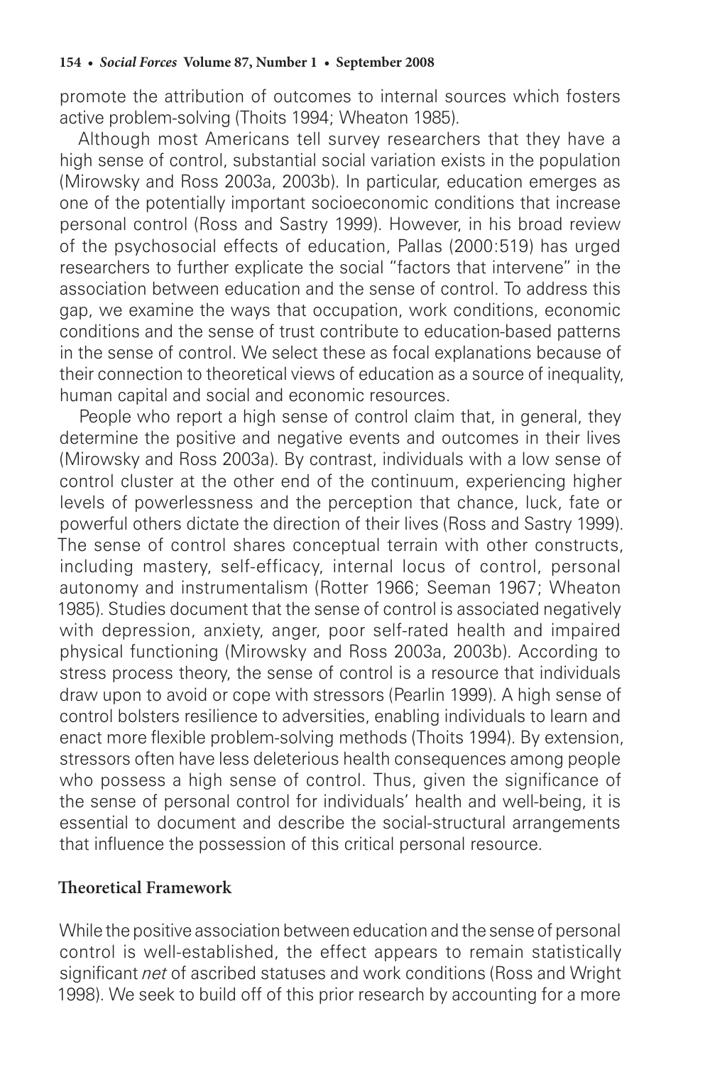promote the attribution of outcomes to internal sources which fosters active problem-solving (Thoits 1994; Wheaton 1985).

Although most Americans tell survey researchers that they have a high sense of control, substantial social variation exists in the population (Mirowsky and Ross 2003a, 2003b). In particular, education emerges as one of the potentially important socioeconomic conditions that increase personal control (Ross and Sastry 1999). However, in his broad review of the psychosocial effects of education, Pallas (2000:519) has urged researchers to further explicate the social "factors that intervene" in the association between education and the sense of control. To address this gap, we examine the ways that occupation, work conditions, economic conditions and the sense of trust contribute to education-based patterns in the sense of control. We select these as focal explanations because of their connection to theoretical views of education as a source of inequality, human capital and social and economic resources.

People who report a high sense of control claim that, in general, they determine the positive and negative events and outcomes in their lives (Mirowsky and Ross 2003a). By contrast, individuals with a low sense of control cluster at the other end of the continuum, experiencing higher levels of powerlessness and the perception that chance, luck, fate or powerful others dictate the direction of their lives (Ross and Sastry 1999). The sense of control shares conceptual terrain with other constructs, including mastery, self-efficacy, internal locus of control, personal autonomy and instrumentalism (Rotter 1966; Seeman 1967; Wheaton 1985). Studies document that the sense of control is associated negatively with depression, anxiety, anger, poor self-rated health and impaired physical functioning (Mirowsky and Ross 2003a, 2003b). According to stress process theory, the sense of control is a resource that individuals draw upon to avoid or cope with stressors (Pearlin 1999). A high sense of control bolsters resilience to adversities, enabling individuals to learn and enact more flexible problem-solving methods (Thoits 1994). By extension, stressors often have less deleterious health consequences among people who possess a high sense of control. Thus, given the significance of the sense of personal control for individuals' health and well-being, it is essential to document and describe the social-structural arrangements that influence the possession of this critical personal resource.

## Theoretical Framework

While the positive association between education and the sense of personal control is well-established, the effect appears to remain statistically significant *net* of ascribed statuses and work conditions (Ross and Wright 1998). We seek to build off of this prior research by accounting for a more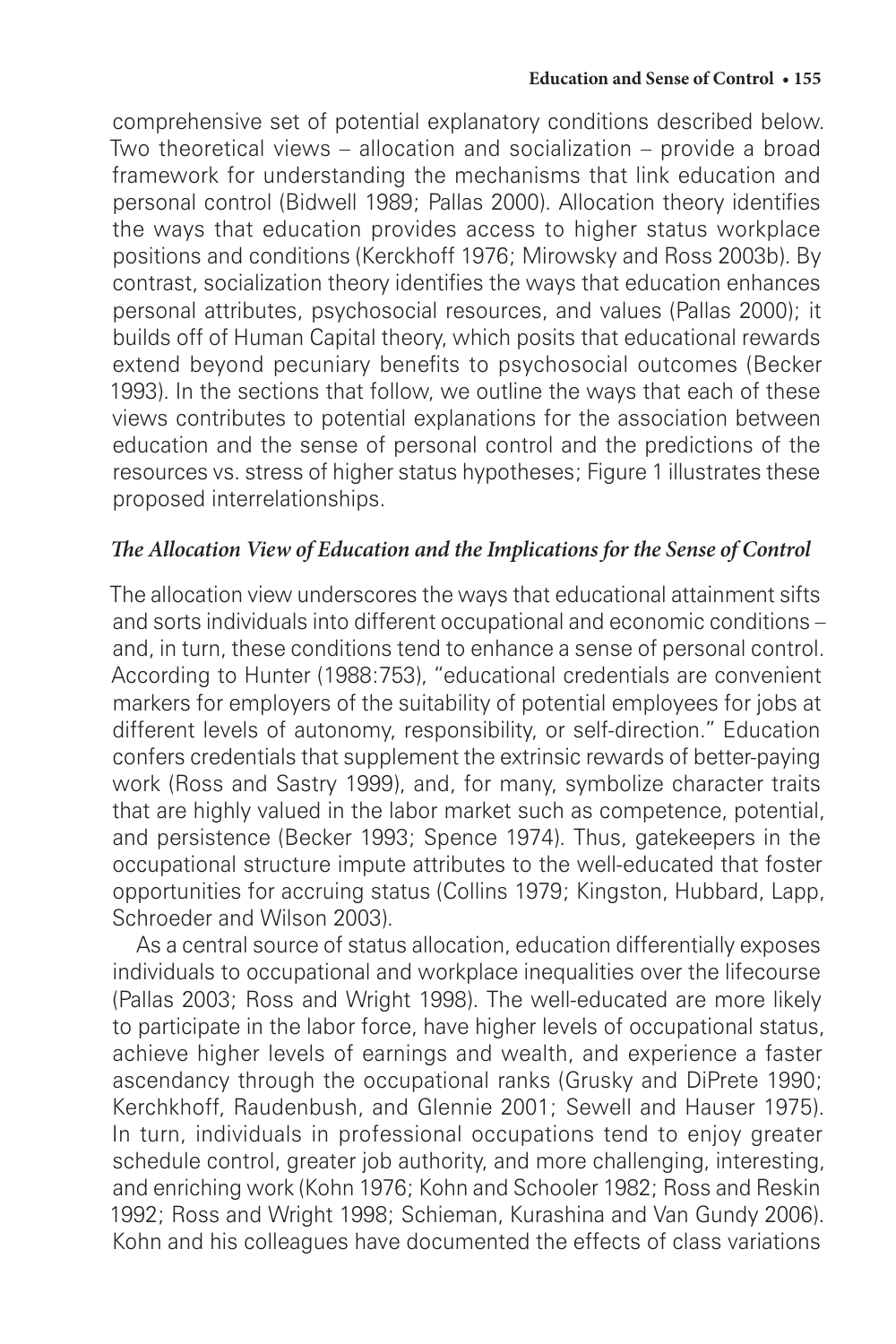comprehensive set of potential explanatory conditions described below. Two theoretical views – allocation and socialization – provide a broad framework for understanding the mechanisms that link education and personal control (Bidwell 1989; Pallas 2000). Allocation theory identifies the ways that education provides access to higher status workplace positions and conditions (Kerckhoff 1976; Mirowsky and Ross 2003b). By contrast, socialization theory identifies the ways that education enhances personal attributes, psychosocial resources, and values (Pallas 2000); it builds off of Human Capital theory, which posits that educational rewards extend beyond pecuniary benefits to psychosocial outcomes (Becker 1993). In the sections that follow, we outline the ways that each of these views contributes to potential explanations for the association between education and the sense of personal control and the predictions of the resources vs. stress of higher status hypotheses; Figure 1 illustrates these proposed interrelationships.

### *The Allocation View of Education and the Implications for the Sense of Control*

The allocation view underscores the ways that educational attainment sifts and sorts individuals into different occupational and economic conditions – and, in turn, these conditions tend to enhance a sense of personal control. According to Hunter (1988:753), "educational credentials are convenient markers for employers of the suitability of potential employees for jobs at different levels of autonomy, responsibility, or self-direction." Education confers credentials that supplement the extrinsic rewards of better-paying work (Ross and Sastry 1999), and, for many, symbolize character traits that are highly valued in the labor market such as competence, potential, and persistence (Becker 1993; Spence 1974). Thus, gatekeepers in the occupational structure impute attributes to the well-educated that foster opportunities for accruing status (Collins 1979; Kingston, Hubbard, Lapp, Schroeder and Wilson 2003).

As a central source of status allocation, education differentially exposes individuals to occupational and workplace inequalities over the lifecourse (Pallas 2003; Ross and Wright 1998). The well-educated are more likely to participate in the labor force, have higher levels of occupational status, achieve higher levels of earnings and wealth, and experience a faster ascendancy through the occupational ranks (Grusky and DiPrete 1990; Kerchkhoff, Raudenbush, and Glennie 2001; Sewell and Hauser 1975). In turn, individuals in professional occupations tend to enjoy greater schedule control, greater job authority, and more challenging, interesting, and enriching work (Kohn 1976; Kohn and Schooler 1982; Ross and Reskin 1992; Ross and Wright 1998; Schieman, Kurashina and Van Gundy 2006). Kohn and his colleagues have documented the effects of class variations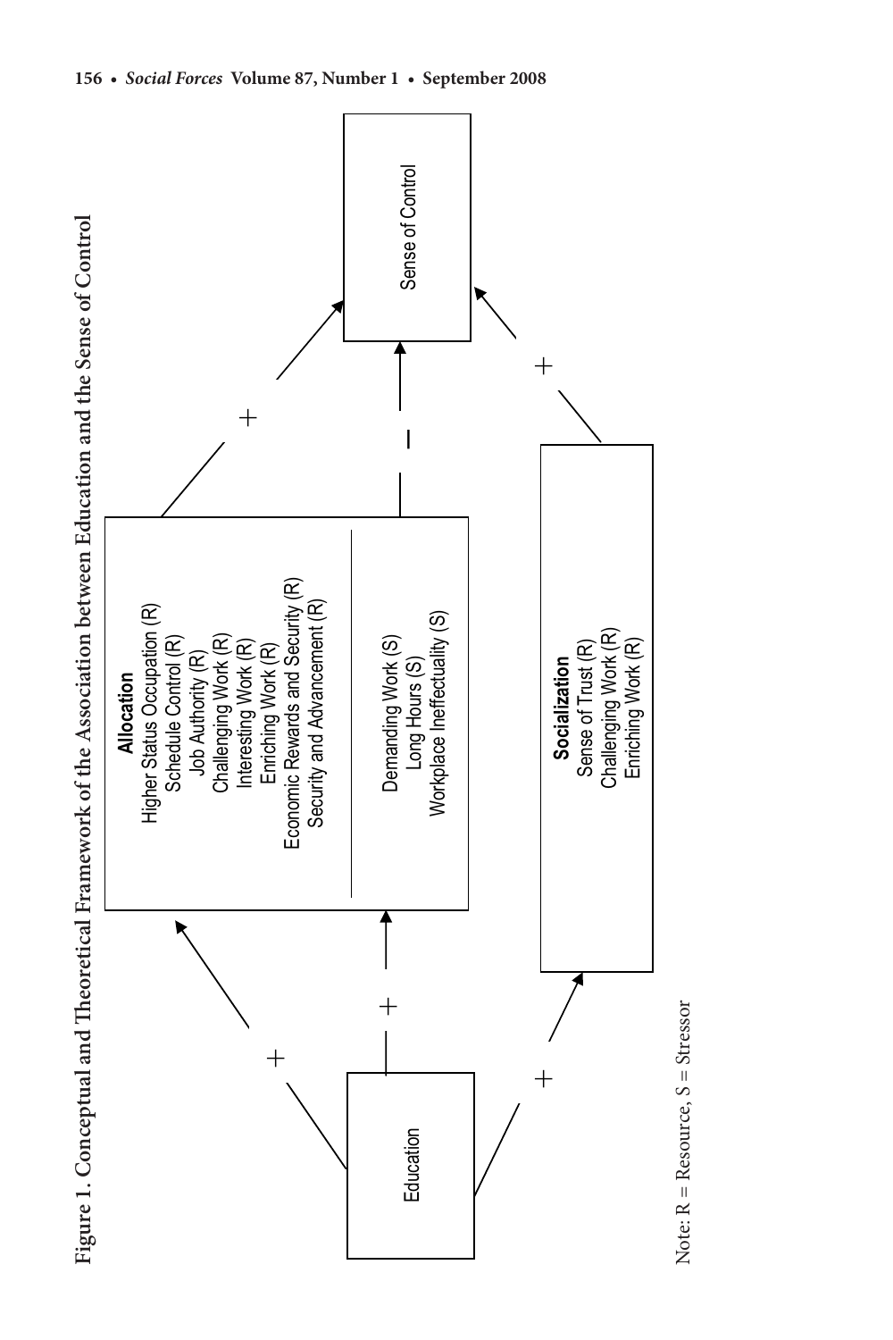**Figure 1. Conceptual and Theoretical Framework of the Association between Education and the Sense of Control**

Education

**Allocation**
Higher Status Occupation (R)
Schedule Control (R)
Job Authority (R)
Challenging Work (R)
Interesting Work (R)
Enriching Work (R)
Economic Rewards and Security (R)
Security and Advancement (R)

Demanding Work (S)
Long Hours (S)
Workplace Ineffectuality (S)

**Socialization**
Sense of Trust (R)
Challenging Work (R)
Enriching Work (R)

Sense of Control

Note: R = Resource, S = Stressor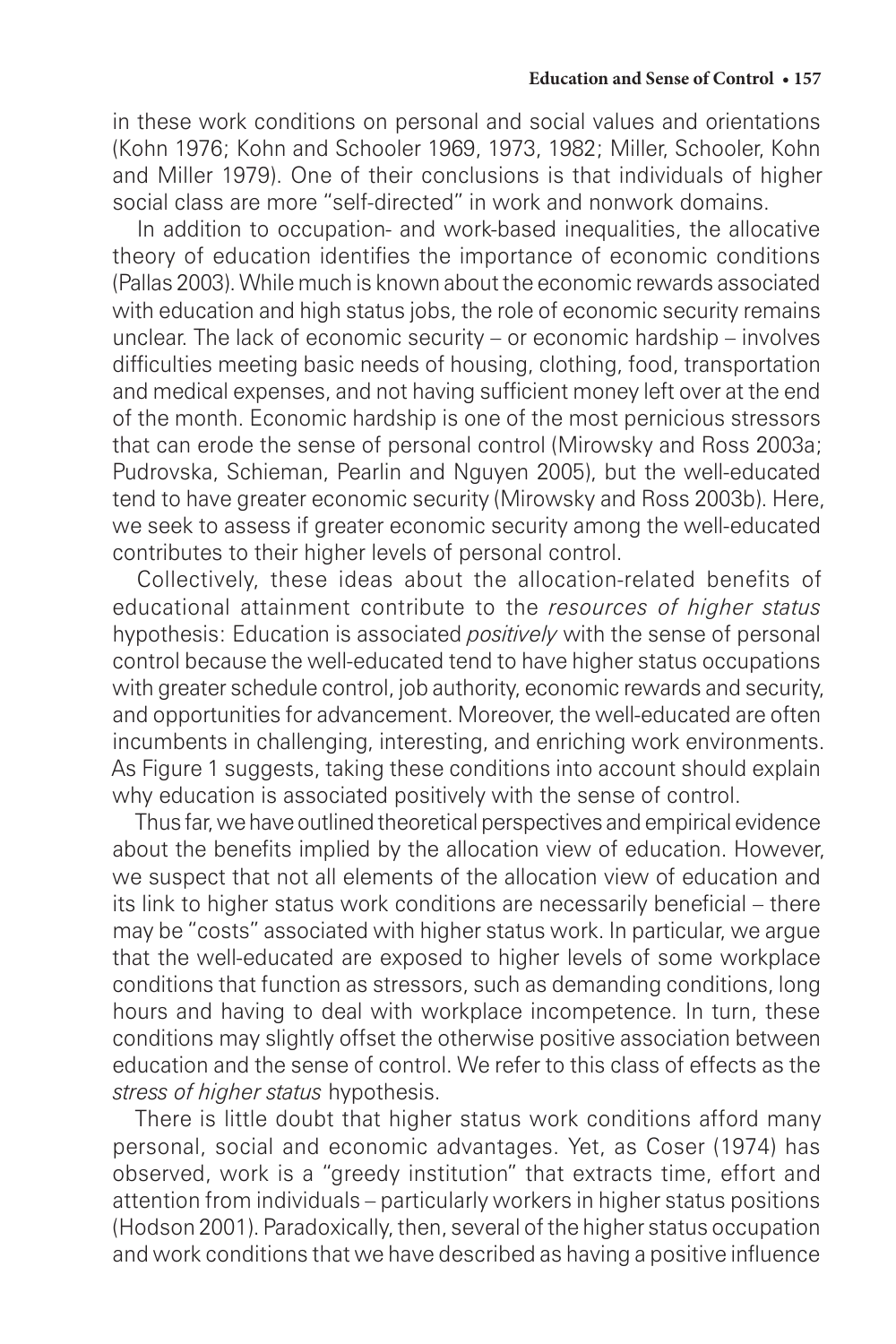in these work conditions on personal and social values and orientations (Kohn 1976; Kohn and Schooler 1969, 1973, 1982; Miller, Schooler, Kohn and Miller 1979). One of their conclusions is that individuals of higher social class are more "self-directed" in work and nonwork domains.

In addition to occupation- and work-based inequalities, the allocative theory of education identifies the importance of economic conditions (Pallas 2003). While much is known about the economic rewards associated with education and high status jobs, the role of economic security remains unclear. The lack of economic security – or economic hardship – involves difficulties meeting basic needs of housing, clothing, food, transportation and medical expenses, and not having sufficient money left over at the end of the month. Economic hardship is one of the most pernicious stressors that can erode the sense of personal control (Mirowsky and Ross 2003a; Pudrovska, Schieman, Pearlin and Nguyen 2005), but the well-educated tend to have greater economic security (Mirowsky and Ross 2003b). Here, we seek to assess if greater economic security among the well-educated contributes to their higher levels of personal control.

Collectively, these ideas about the allocation-related benefits of educational attainment contribute to the *resources of higher status* hypothesis: Education is associated *positively* with the sense of personal control because the well-educated tend to have higher status occupations with greater schedule control, job authority, economic rewards and security, and opportunities for advancement. Moreover, the well-educated are often incumbents in challenging, interesting, and enriching work environments. As Figure 1 suggests, taking these conditions into account should explain why education is associated positively with the sense of control.

Thus far, we have outlined theoretical perspectives and empirical evidence about the benefits implied by the allocation view of education. However, we suspect that not all elements of the allocation view of education and its link to higher status work conditions are necessarily beneficial – there may be "costs" associated with higher status work. In particular, we argue that the well-educated are exposed to higher levels of some workplace conditions that function as stressors, such as demanding conditions, long hours and having to deal with workplace incompetence. In turn, these conditions may slightly offset the otherwise positive association between education and the sense of control. We refer to this class of effects as the *stress of higher status* hypothesis.

There is little doubt that higher status work conditions afford many personal, social and economic advantages. Yet, as Coser (1974) has observed, work is a "greedy institution" that extracts time, effort and attention from individuals – particularly workers in higher status positions (Hodson 2001). Paradoxically, then, several of the higher status occupation and work conditions that we have described as having a positive influence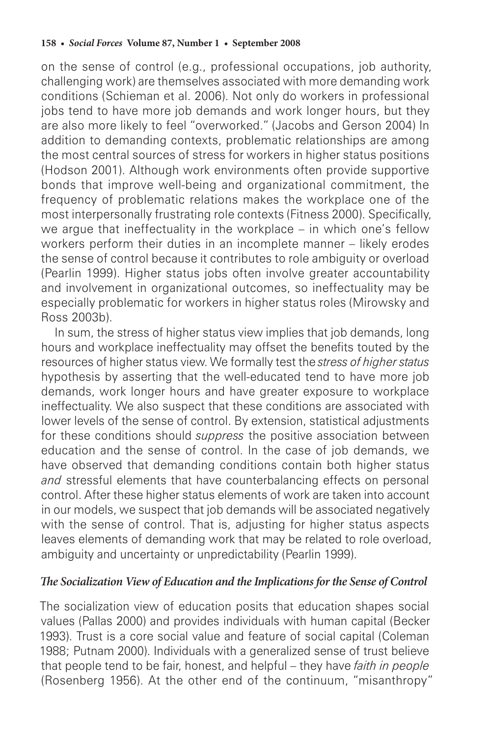on the sense of control (e.g., professional occupations, job authority, challenging work) are themselves associated with more demanding work conditions (Schieman et al. 2006). Not only do workers in professional jobs tend to have more job demands and work longer hours, but they are also more likely to feel "overworked." (Jacobs and Gerson 2004) In addition to demanding contexts, problematic relationships are among the most central sources of stress for workers in higher status positions (Hodson 2001). Although work environments often provide supportive bonds that improve well-being and organizational commitment, the frequency of problematic relations makes the workplace one of the most interpersonally frustrating role contexts (Fitness 2000). Specifically, we argue that ineffectuality in the workplace – in which one's fellow workers perform their duties in an incomplete manner – likely erodes the sense of control because it contributes to role ambiguity or overload (Pearlin 1999). Higher status jobs often involve greater accountability and involvement in organizational outcomes, so ineffectuality may be especially problematic for workers in higher status roles (Mirowsky and Ross 2003b).

In sum, the stress of higher status view implies that job demands, long hours and workplace ineffectuality may offset the benefits touted by the resources of higher status view. We formally test the *stress of higher status* hypothesis by asserting that the well-educated tend to have more job demands, work longer hours and have greater exposure to workplace ineffectuality. We also suspect that these conditions are associated with lower levels of the sense of control. By extension, statistical adjustments for these conditions should *suppress* the positive association between education and the sense of control. In the case of job demands, we have observed that demanding conditions contain both higher status *and* stressful elements that have counterbalancing effects on personal control. After these higher status elements of work are taken into account in our models, we suspect that job demands will be associated negatively with the sense of control. That is, adjusting for higher status aspects leaves elements of demanding work that may be related to role overload, ambiguity and uncertainty or unpredictability (Pearlin 1999).

### *The Socialization View of Education and the Implications for the Sense of Control*

The socialization view of education posits that education shapes social values (Pallas 2000) and provides individuals with human capital (Becker 1993). Trust is a core social value and feature of social capital (Coleman 1988; Putnam 2000). Individuals with a generalized sense of trust believe that people tend to be fair, honest, and helpful – they have *faith in people* (Rosenberg 1956). At the other end of the continuum, "misanthropy"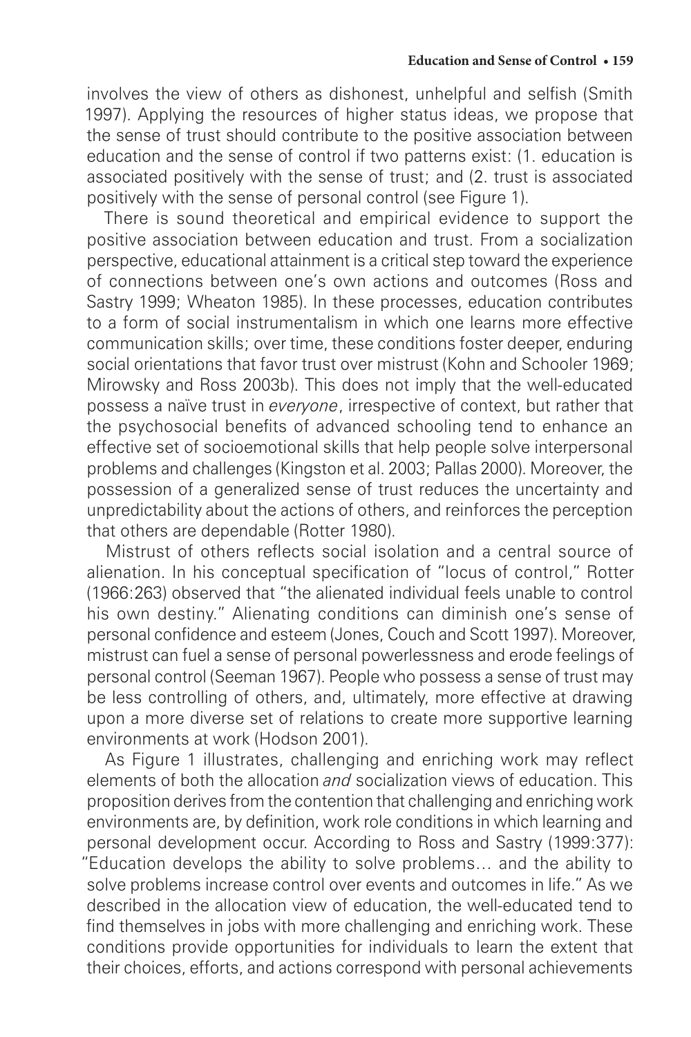involves the view of others as dishonest, unhelpful and selfish (Smith 1997). Applying the resources of higher status ideas, we propose that the sense of trust should contribute to the positive association between education and the sense of control if two patterns exist: (1. education is associated positively with the sense of trust; and (2. trust is associated positively with the sense of personal control (see Figure 1).

There is sound theoretical and empirical evidence to support the positive association between education and trust. From a socialization perspective, educational attainment is a critical step toward the experience of connections between one's own actions and outcomes (Ross and Sastry 1999; Wheaton 1985). In these processes, education contributes to a form of social instrumentalism in which one learns more effective communication skills; over time, these conditions foster deeper, enduring social orientations that favor trust over mistrust (Kohn and Schooler 1969; Mirowsky and Ross 2003b). This does not imply that the well-educated possess a naïve trust in *everyone*, irrespective of context, but rather that the psychosocial benefits of advanced schooling tend to enhance an effective set of socioemotional skills that help people solve interpersonal problems and challenges (Kingston et al. 2003; Pallas 2000). Moreover, the possession of a generalized sense of trust reduces the uncertainty and unpredictability about the actions of others, and reinforces the perception that others are dependable (Rotter 1980).

Mistrust of others reflects social isolation and a central source of alienation. In his conceptual specification of "locus of control," Rotter (1966:263) observed that "the alienated individual feels unable to control his own destiny." Alienating conditions can diminish one's sense of personal confidence and esteem (Jones, Couch and Scott 1997). Moreover, mistrust can fuel a sense of personal powerlessness and erode feelings of personal control (Seeman 1967). People who possess a sense of trust may be less controlling of others, and, ultimately, more effective at drawing upon a more diverse set of relations to create more supportive learning environments at work (Hodson 2001).

As Figure 1 illustrates, challenging and enriching work may reflect elements of both the allocation *and* socialization views of education. This proposition derives from the contention that challenging and enriching work environments are, by definition, work role conditions in which learning and personal development occur. According to Ross and Sastry (1999:377): "Education develops the ability to solve problems… and the ability to solve problems increase control over events and outcomes in life." As we described in the allocation view of education, the well-educated tend to find themselves in jobs with more challenging and enriching work. These conditions provide opportunities for individuals to learn the extent that their choices, efforts, and actions correspond with personal achievements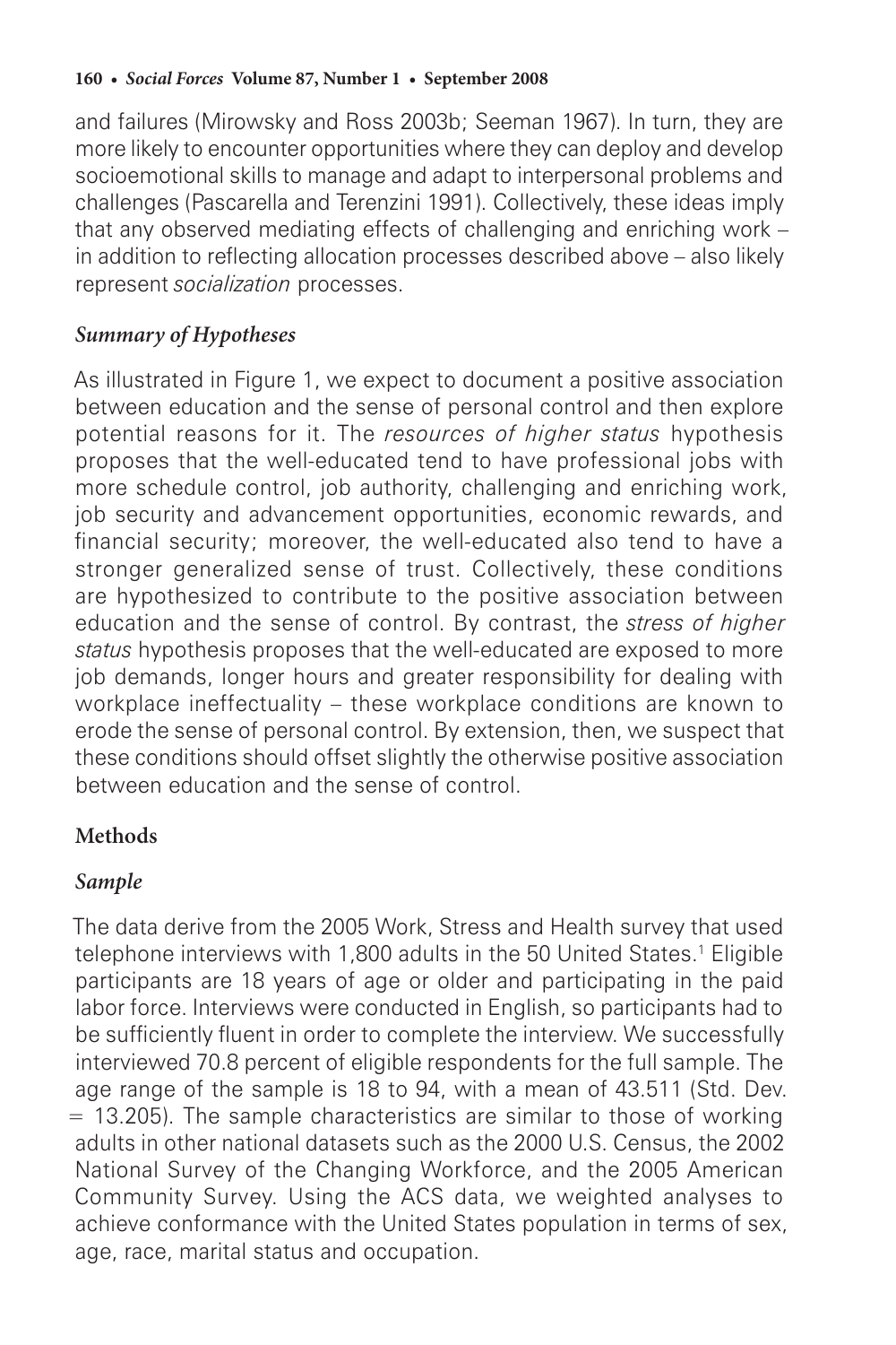and failures (Mirowsky and Ross 2003b; Seeman 1967). In turn, they are more likely to encounter opportunities where they can deploy and develop socioemotional skills to manage and adapt to interpersonal problems and challenges (Pascarella and Terenzini 1991). Collectively, these ideas imply that any observed mediating effects of challenging and enriching work – in addition to reflecting allocation processes described above – also likely represent *socialization* processes.

### *Summary of Hypotheses*

As illustrated in Figure 1, we expect to document a positive association between education and the sense of personal control and then explore potential reasons for it. The *resources of higher status* hypothesis proposes that the well-educated tend to have professional jobs with more schedule control, job authority, challenging and enriching work, job security and advancement opportunities, economic rewards, and financial security; moreover, the well-educated also tend to have a stronger generalized sense of trust. Collectively, these conditions are hypothesized to contribute to the positive association between education and the sense of control. By contrast, the *stress of higher status* hypothesis proposes that the well-educated are exposed to more job demands, longer hours and greater responsibility for dealing with workplace ineffectuality – these workplace conditions are known to erode the sense of personal control. By extension, then, we suspect that these conditions should offset slightly the otherwise positive association between education and the sense of control.

## **Methods**

### *Sample*

The data derive from the 2005 Work, Stress and Health survey that used telephone interviews with 1,800 adults in the 50 United States.[1] Eligible participants are 18 years of age or older and participating in the paid labor force. Interviews were conducted in English, so participants had to be sufficiently fluent in order to complete the interview. We successfully interviewed 70.8 percent of eligible respondents for the full sample. The age range of the sample is 18 to 94, with a mean of 43.511 (Std. Dev. = 13.205). The sample characteristics are similar to those of working adults in other national datasets such as the 2000 U.S. Census, the 2002 National Survey of the Changing Workforce, and the 2005 American Community Survey. Using the ACS data, we weighted analyses to achieve conformance with the United States population in terms of sex, age, race, marital status and occupation.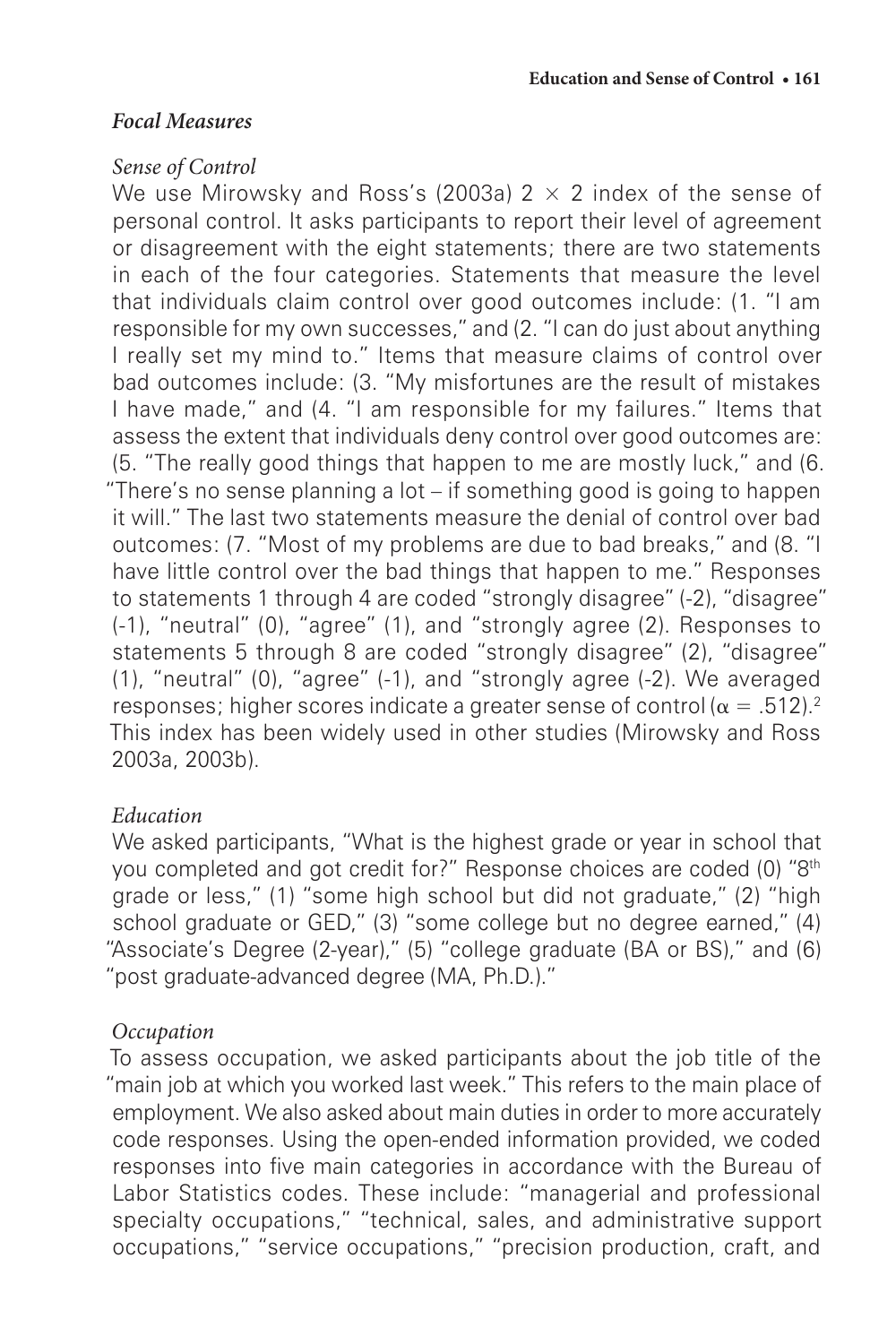## *Focal Measures*

### *Sense of Control*

We use Mirowsky and Ross's (2003a) 2 $\times$ 2 index of the sense of personal control. It asks participants to report their level of agreement or disagreement with the eight statements; there are two statements in each of the four categories. Statements that measure the level that individuals claim control over good outcomes include: (1. "I am responsible for my own successes," and (2. "I can do just about anything I really set my mind to." Items that measure claims of control over bad outcomes include: (3. "My misfortunes are the result of mistakes I have made," and (4. "I am responsible for my failures." Items that assess the extent that individuals deny control over good outcomes are: (5. "The really good things that happen to me are mostly luck," and (6. "There's no sense planning a lot – if something good is going to happen it will." The last two statements measure the denial of control over bad outcomes: (7. "Most of my problems are due to bad breaks," and (8. "I have little control over the bad things that happen to me." Responses to statements 1 through 4 are coded "strongly disagree" (-2), "disagree" (-1), "neutral" (0), "agree" (1), and "strongly agree (2). Responses to statements 5 through 8 are coded "strongly disagree" (2), "disagree" (1), "neutral" (0), "agree" (-1), and "strongly agree (-2). We averaged responses; higher scores indicate a greater sense of control ($\alpha$ = .512).[2] This index has been widely used in other studies (Mirowsky and Ross 2003a, 2003b).

### *Education*

We asked participants, "What is the highest grade or year in school that you completed and got credit for?" Response choices are coded (0) "8th grade or less," (1) "some high school but did not graduate," (2) "high school graduate or GED," (3) "some college but no degree earned," (4) "Associate's Degree (2-year)," (5) "college graduate (BA or BS)," and (6) "post graduate-advanced degree (MA, Ph.D.)."

### *Occupation*

To assess occupation, we asked participants about the job title of the "main job at which you worked last week." This refers to the main place of employment. We also asked about main duties in order to more accurately code responses. Using the open-ended information provided, we coded responses into five main categories in accordance with the Bureau of Labor Statistics codes. These include: "managerial and professional specialty occupations," "technical, sales, and administrative support occupations," "service occupations," "precision production, craft, and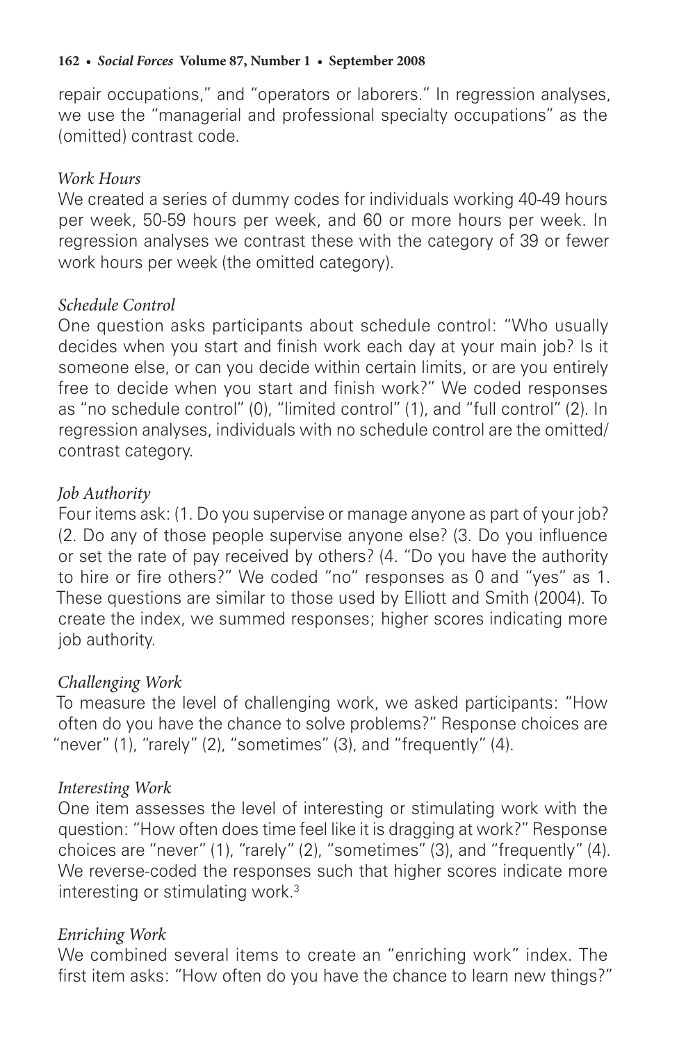repair occupations," and "operators or laborers." In regression analyses, we use the "managerial and professional specialty occupations" as the (omitted) contrast code.

### *Work Hours*

We created a series of dummy codes for individuals working 40-49 hours per week, 50-59 hours per week, and 60 or more hours per week. In regression analyses we contrast these with the category of 39 or fewer work hours per week (the omitted category).

### *Schedule Control*

One question asks participants about schedule control: "Who usually decides when you start and finish work each day at your main job? Is it someone else, or can you decide within certain limits, or are you entirely free to decide when you start and finish work?" We coded responses as "no schedule control" (0), "limited control" (1), and "full control" (2). In regression analyses, individuals with no schedule control are the omitted/contrast category.

### *Job Authority*

Four items ask: (1. Do you supervise or manage anyone as part of your job? (2. Do any of those people supervise anyone else? (3. Do you influence or set the rate of pay received by others? (4. "Do you have the authority to hire or fire others?" We coded "no" responses as 0 and "yes" as 1. These questions are similar to those used by Elliott and Smith (2004). To create the index, we summed responses; higher scores indicating more job authority.

### *Challenging Work*

To measure the level of challenging work, we asked participants: "How often do you have the chance to solve problems?" Response choices are "never" (1), "rarely" (2), "sometimes" (3), and "frequently" (4).

### *Interesting Work*

One item assesses the level of interesting or stimulating work with the question: "How often does time feel like it is dragging at work?" Response choices are "never" (1), "rarely" (2), "sometimes" (3), and "frequently" (4). We reverse-coded the responses such that higher scores indicate more interesting or stimulating work.[3]

### *Enriching Work*

We combined several items to create an "enriching work" index. The first item asks: "How often do you have the chance to learn new things?"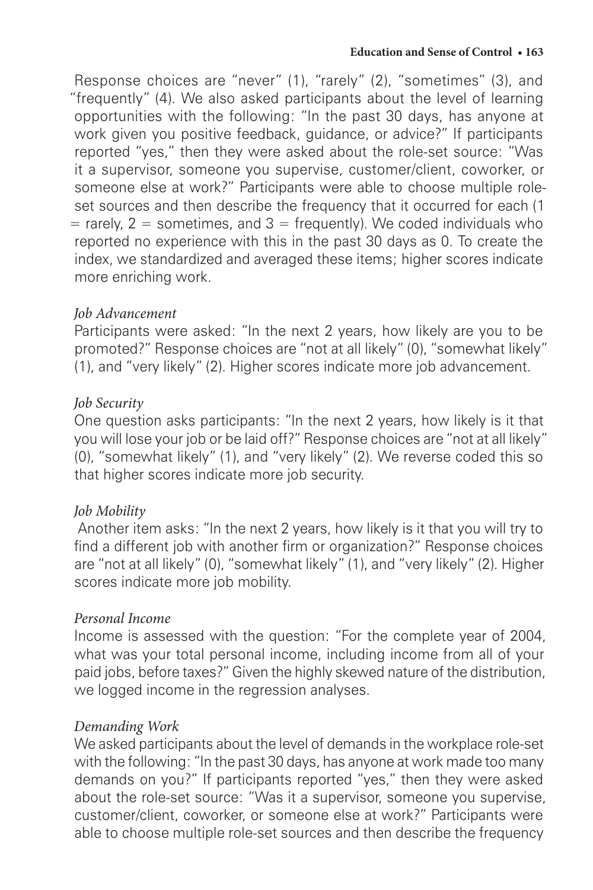Response choices are "never" (1), "rarely" (2), "sometimes" (3), and "frequently" (4). We also asked participants about the level of learning opportunities with the following: "In the past 30 days, has anyone at work given you positive feedback, guidance, or advice?" If participants reported "yes," then they were asked about the role-set source: "Was it a supervisor, someone you supervise, customer/client, coworker, or someone else at work?" Participants were able to choose multiple role-set sources and then describe the frequency that it occurred for each (1 = rarely, 2 = sometimes, and 3 = frequently). We coded individuals who reported no experience with this in the past 30 days as 0. To create the index, we standardized and averaged these items; higher scores indicate more enriching work.

*Job Advancement*

Participants were asked: "In the next 2 years, how likely are you to be promoted?" Response choices are "not at all likely" (0), "somewhat likely" (1), and "very likely" (2). Higher scores indicate more job advancement.

*Job Security*

One question asks participants: "In the next 2 years, how likely is it that you will lose your job or be laid off?" Response choices are "not at all likely" (0), "somewhat likely" (1), and "very likely" (2). We reverse coded this so that higher scores indicate more job security.

*Job Mobility*

Another item asks: "In the next 2 years, how likely is it that you will try to find a different job with another firm or organization?" Response choices are "not at all likely" (0), "somewhat likely" (1), and "very likely" (2). Higher scores indicate more job mobility.

*Personal Income*

Income is assessed with the question: "For the complete year of 2004, what was your total personal income, including income from all of your paid jobs, before taxes?" Given the highly skewed nature of the distribution, we logged income in the regression analyses.

*Demanding Work*

We asked participants about the level of demands in the workplace role-set with the following: "In the past 30 days, has anyone at work made too many demands on you?" If participants reported "yes," then they were asked about the role-set source: "Was it a supervisor, someone you supervise, customer/client, coworker, or someone else at work?" Participants were able to choose multiple role-set sources and then describe the frequency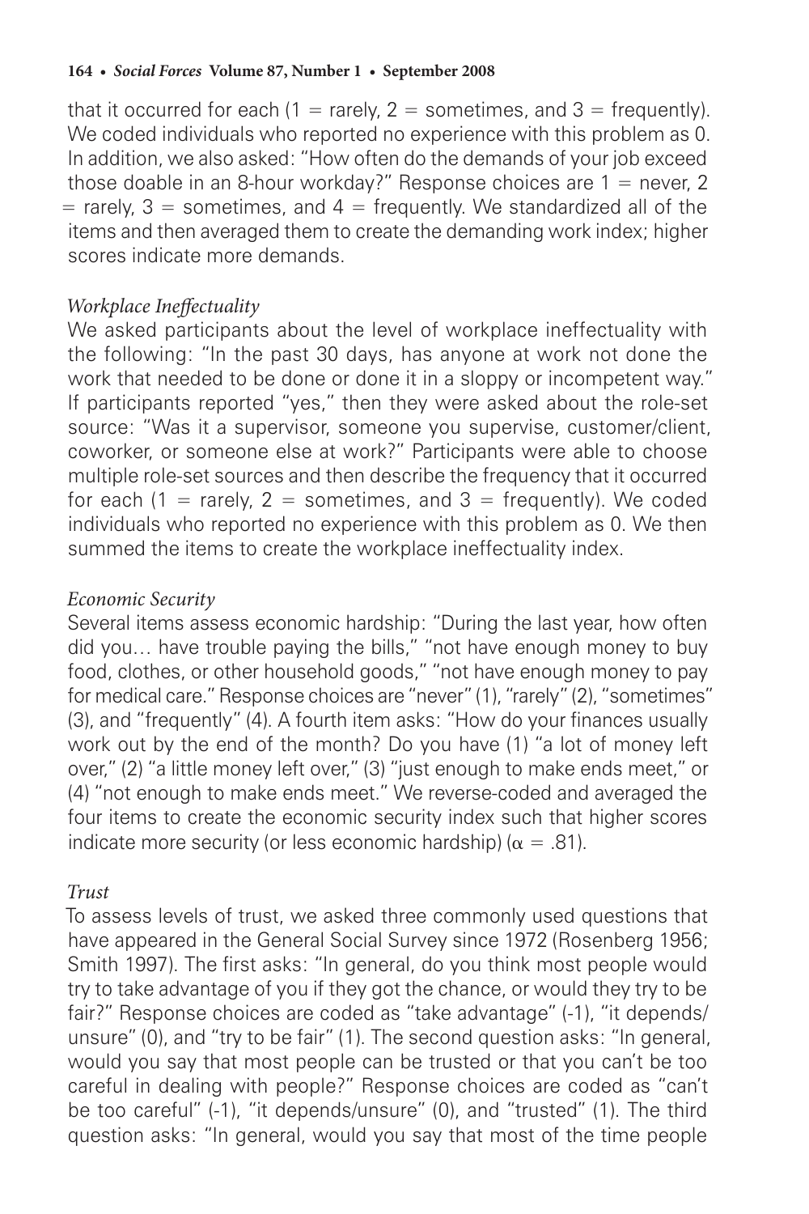that it occurred for each (1 = rarely, 2 = sometimes, and 3 = frequently). We coded individuals who reported no experience with this problem as 0. In addition, we also asked: "How often do the demands of your job exceed those doable in an 8-hour workday?" Response choices are 1 = never, 2 = rarely, 3 = sometimes, and 4 = frequently. We standardized all of the items and then averaged them to create the demanding work index; higher scores indicate more demands.

### *Workplace Ineffectuality*

We asked participants about the level of workplace ineffectuality with the following: "In the past 30 days, has anyone at work not done the work that needed to be done or done it in a sloppy or incompetent way." If participants reported "yes," then they were asked about the role-set source: "Was it a supervisor, someone you supervise, customer/client, coworker, or someone else at work?" Participants were able to choose multiple role-set sources and then describe the frequency that it occurred for each (1 = rarely, 2 = sometimes, and 3 = frequently). We coded individuals who reported no experience with this problem as 0. We then summed the items to create the workplace ineffectuality index.

### *Economic Security*

Several items assess economic hardship: "During the last year, how often did you… have trouble paying the bills," "not have enough money to buy food, clothes, or other household goods," "not have enough money to pay for medical care." Response choices are "never" (1), "rarely" (2), "sometimes" (3), and "frequently" (4). A fourth item asks: "How do your finances usually work out by the end of the month? Do you have (1) "a lot of money left over," (2) "a little money left over," (3) "just enough to make ends meet," or (4) "not enough to make ends meet." We reverse-coded and averaged the four items to create the economic security index such that higher scores indicate more security (or less economic hardship) ($\alpha = .81$).

### *Trust*

To assess levels of trust, we asked three commonly used questions that have appeared in the General Social Survey since 1972 (Rosenberg 1956; Smith 1997). The first asks: "In general, do you think most people would try to take advantage of you if they got the chance, or would they try to be fair?" Response choices are coded as "take advantage" (-1), "it depends/unsure" (0), and "try to be fair" (1). The second question asks: "In general, would you say that most people can be trusted or that you can't be too careful in dealing with people?" Response choices are coded as "can't be too careful" (-1), "it depends/unsure" (0), and "trusted" (1). The third question asks: "In general, would you say that most of the time people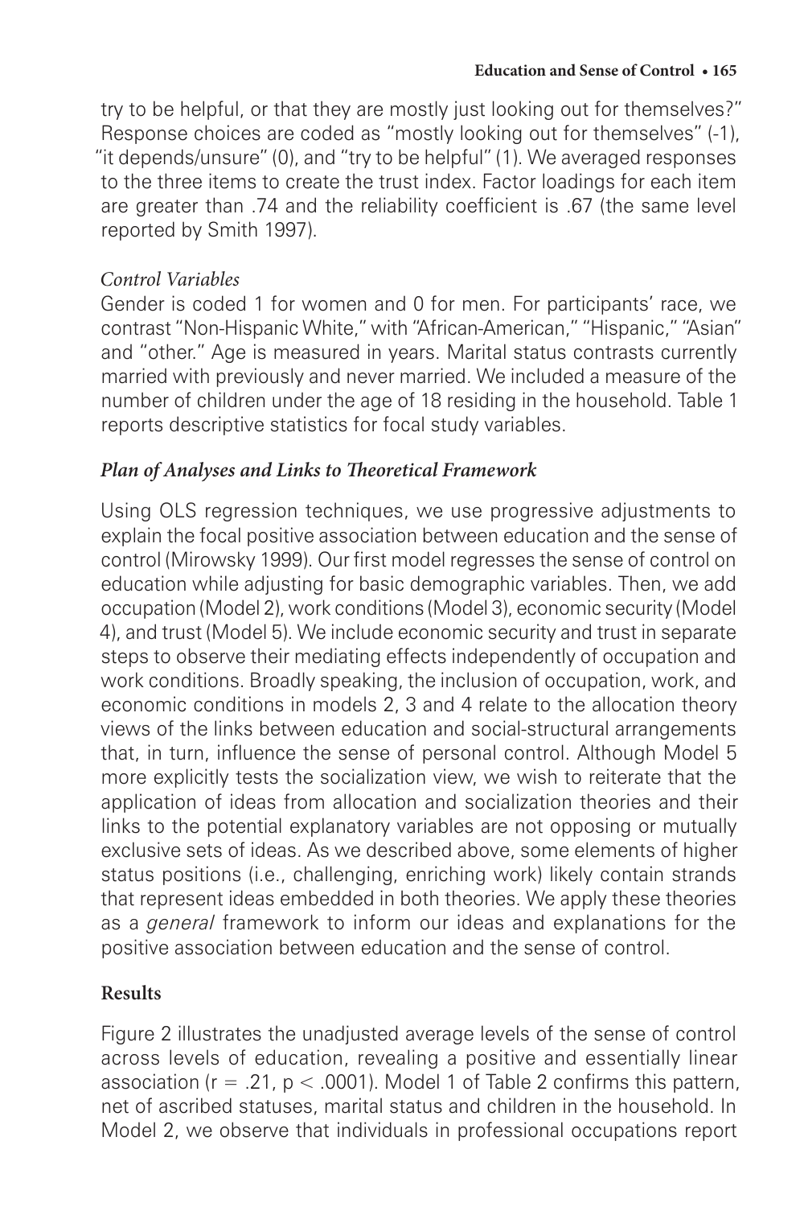try to be helpful, or that they are mostly just looking out for themselves?" Response choices are coded as "mostly looking out for themselves" (-1), "it depends/unsure" (0), and "try to be helpful" (1). We averaged responses to the three items to create the trust index. Factor loadings for each item are greater than .74 and the reliability coefficient is .67 (the same level reported by Smith 1997).

### *Control Variables*

Gender is coded 1 for women and 0 for men. For participants' race, we contrast "Non-Hispanic White," with "African-American," "Hispanic," "Asian" and "other." Age is measured in years. Marital status contrasts currently married with previously and never married. We included a measure of the number of children under the age of 18 residing in the household. Table 1 reports descriptive statistics for focal study variables.

### ***Plan of Analyses and Links to Theoretical Framework***

Using OLS regression techniques, we use progressive adjustments to explain the focal positive association between education and the sense of control (Mirowsky 1999). Our first model regresses the sense of control on education while adjusting for basic demographic variables. Then, we add occupation (Model 2), work conditions (Model 3), economic security (Model 4), and trust (Model 5). We include economic security and trust in separate steps to observe their mediating effects independently of occupation and work conditions. Broadly speaking, the inclusion of occupation, work, and economic conditions in models 2, 3 and 4 relate to the allocation theory views of the links between education and social-structural arrangements that, in turn, influence the sense of personal control. Although Model 5 more explicitly tests the socialization view, we wish to reiterate that the application of ideas from allocation and socialization theories and their links to the potential explanatory variables are not opposing or mutually exclusive sets of ideas. As we described above, some elements of higher status positions (i.e., challenging, enriching work) likely contain strands that represent ideas embedded in both theories. We apply these theories as a *general* framework to inform our ideas and explanations for the positive association between education and the sense of control.

## **Results**

Figure 2 illustrates the unadjusted average levels of the sense of control across levels of education, revealing a positive and essentially linear association ($r = .21$, $p < .0001$). Model 1 of Table 2 confirms this pattern, net of ascribed statuses, marital status and children in the household. In Model 2, we observe that individuals in professional occupations report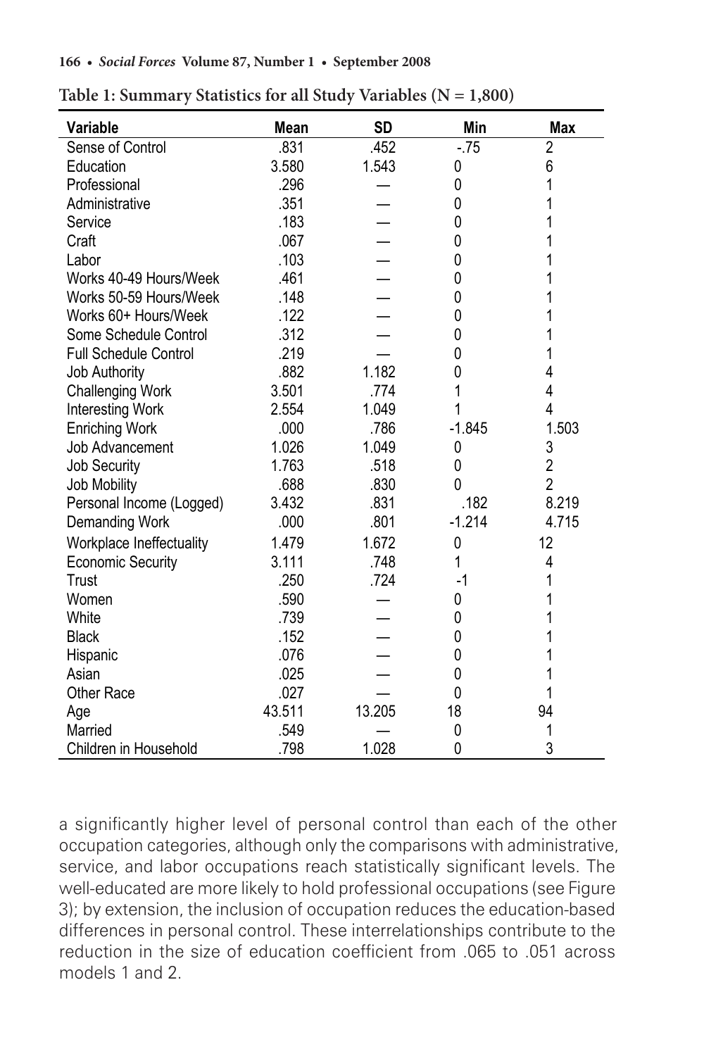**Table 1: Summary Statistics for all Study Variables (N = 1,800)**

| Variable | Mean | SD | Min | Max |
|---|---|---|---|---|
| Sense of Control | .831 | .452 | -.75 | 2 |
| Education | 3.580 | 1.543 | 0 | 6 |
| Professional | .296 | — | 0 | 1 |
| Administrative | .351 | — | 0 | 1 |
| Service | .183 | — | 0 | 1 |
| Craft | .067 | — | 0 | 1 |
| Labor | .103 | — | 0 | 1 |
| Works 40-49 Hours/Week | .461 | — | 0 | 1 |
| Works 50-59 Hours/Week | .148 | — | 0 | 1 |
| Works 60+ Hours/Week | .122 | — | 0 | 1 |
| Some Schedule Control | .312 | — | 0 | 1 |
| Full Schedule Control | .219 | — | 0 | 1 |
| Job Authority | .882 | 1.182 | 0 | 4 |
| Challenging Work | 3.501 | .774 | 1 | 4 |
| Interesting Work | 2.554 | 1.049 | 1 | 4 |
| Enriching Work | .000 | .786 | -1.845 | 1.503 |
| Job Advancement | 1.026 | 1.049 | 0 | 3 |
| Job Security | 1.763 | .518 | 0 | 2 |
| Job Mobility | .688 | .830 | 0 | 2 |
| Personal Income (Logged) | 3.432 | .831 | .182 | 8.219 |
| Demanding Work | .000 | .801 | -1.214 | 4.715 |
| Workplace Ineffectuality | 1.479 | 1.672 | 0 | 12 |
| Economic Security | 3.111 | .748 | 1 | 4 |
| Trust | .250 | .724 | -1 | 1 |
| Women | .590 | — | 0 | 1 |
| White | .739 | — | 0 | 1 |
| Black | .152 | — | 0 | 1 |
| Hispanic | .076 | — | 0 | 1 |
| Asian | .025 | — | 0 | 1 |
| Other Race | .027 | — | 0 | 1 |
| Age | 43.511 | 13.205 | 18 | 94 |
| Married | .549 | — | 0 | 1 |
| Children in Household | .798 | 1.028 | 0 | 3 |

a significantly higher level of personal control than each of the other occupation categories, although only the comparisons with administrative, service, and labor occupations reach statistically significant levels. The well-educated are more likely to hold professional occupations (see Figure 3); by extension, the inclusion of occupation reduces the education-based differences in personal control. These interrelationships contribute to the reduction in the size of education coefficient from .065 to .051 across models 1 and 2.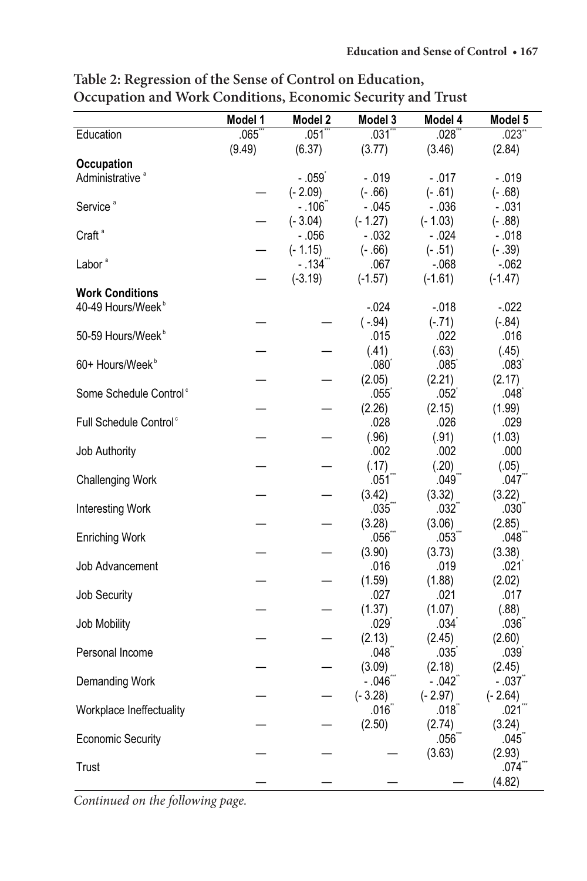**Table 2: Regression of the Sense of Control on Education, Occupation and Work Conditions, Economic Security and Trust**

| | Model 1 | Model 2 | Model 3 | Model 4 | Model 5 |
|---|---|---|---|---|---|
| Education | .065*** | .051*** | .031*** | .028*** | .023** |
| | (9.49) | (6.37) | (3.77) | (3.46) | (2.84) |
| **Occupation** | | | | | |
| Administrative [a] | | - .059* | - .019 | - .017 | - .019 |
| | — | (- 2.09) | (- .66) | (- .61) | (- .68) |
| Service [a] | | - .106** | - .045 | - .036 | - .031 |
| | — | (- 3.04) | (- 1.27) | (- 1.03) | (- .88) |
| Craft [a] | | - .056 | - .032 | - .024 | - .018 |
| | — | (- 1.15) | (- .66) | (- .51) | (- .39) |
| Labor [a] | | - .134*** | .067 | -.068 | -.062 |
| | — | (-3.19) | (-1.57) | (-1.61) | (-1.47) |
| **Work Conditions** | | | | | |
| 40-49 Hours/Week [b] | | | -.024 | -.018 | -.022 |
| | — | — | ( -.94) | (-.71) | (-.84) |
| 50-59 Hours/Week [b] | | | .015 | .022 | .016 |
| | — | — | (.41) | (.63) | (.45) |
| 60+ Hours/Week [b] | | | .080* | .085* | .083* |
| | — | — | (2.05) | (2.21) | (2.17) |
| Some Schedule Control [c] | | | .055* | .052* | .048* |
| | — | — | (2.26) | (2.15) | (1.99) |
| Full Schedule Control [c] | | | .028 | .026 | .029 |
| | — | — | (.96) | (.91) | (1.03) |
| Job Authority | | | .002 | .002 | .000 |
| | — | — | (.17) | (.20) | (.05) |
| Challenging Work | | | .051*** | .049*** | .047*** |
| | — | — | (3.42) | (3.32) | (3.22) |
| Interesting Work | | | .035*** | .032** | .030** |
| | — | — | (3.28) | (3.06) | (2.85) |
| Enriching Work | | | .056*** | .053*** | .048*** |
| | — | — | (3.90) | (3.73) | (3.38) |
| Job Advancement | | | .016 | .019 | .021* |
| | — | — | (1.59) | (1.88) | (2.02) |
| Job Security | | | .027 | .021 | .017 |
| | — | — | (1.37) | (1.07) | (.88) |
| Job Mobility | | | .029* | .034* | .036** |
| | — | — | (2.13) | (2.45) | (2.60) |
| Personal Income | | | .048** | .035* | .039* |
| | — | — | (3.09) | (2.18) | (2.45) |
| Demanding Work | | | - .046*** | - .042** | - .037** |
| | — | — | (- 3.28) | (- 2.97) | (- 2.64) |
| Workplace Ineffectuality | | | .016* | .018** | .021*** |
| | — | — | (2.50) | (2.74) | (3.24) |
| Economic Security | | | | .056*** | .045** |
| | — | — | — | (3.63) | (2.93) |
| Trust | | | | | .074*** |
| | — | — | — | — | (4.82) |

*Continued on the following page.*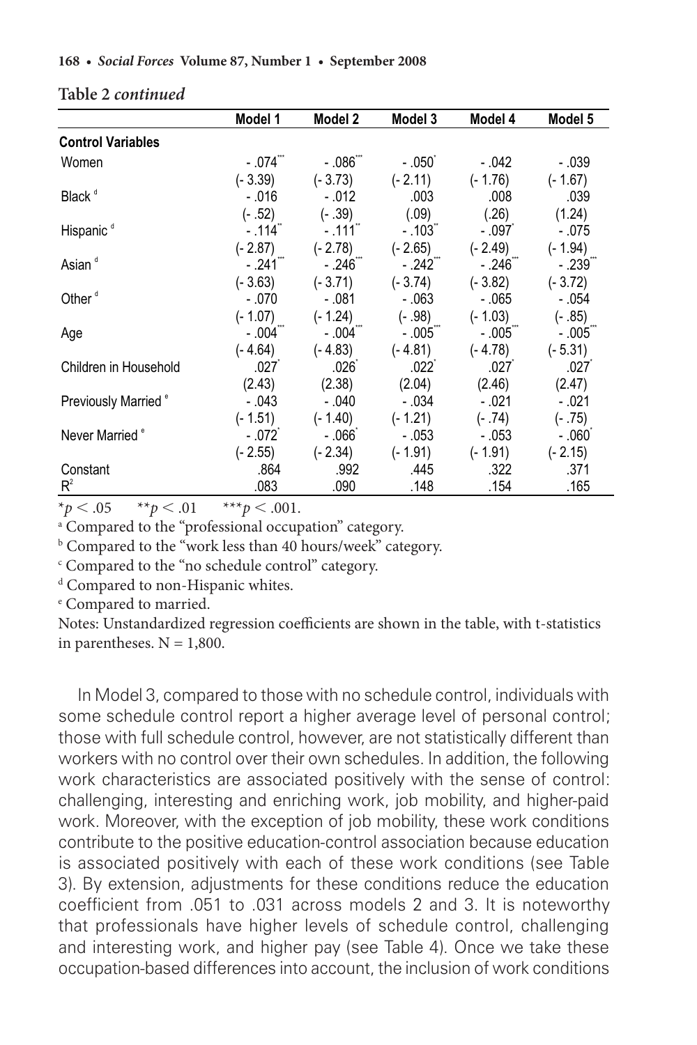**Table 2 *continued***

| | Model 1 | Model 2 | Model 3 | Model 4 | Model 5 |
|---|---|---|---|---|---|
| **Control Variables** | | | | | |
| Women | -.074*** | -.086*** | -.050* | -.042 | -.039 |
| | (-3.39) | (-3.73) | (-2.11) | (-1.76) | (-1.67) |
| Black [d] | -.016 | -.012 | .003 | .008 | .039 |
| | (-.52) | (-.39) | (.09) | (.26) | (1.24) |
| Hispanic [d] | -.114** | -.111** | -.103** | -.097* | -.075 |
| | (-2.87) | (-2.78) | (-2.65) | (-2.49) | (-1.94) |
| Asian [d] | -.241*** | -.246*** | -.242*** | -.246*** | -.239*** |
| | (-3.63) | (-3.71) | (-3.74) | (-3.82) | (-3.72) |
| Other [d] | -.070 | -.081 | -.063 | -.065 | -.054 |
| | (-1.07) | (-1.24) | (-.98) | (-1.03) | (-.85) |
| Age | -.004*** | -.004*** | -.005*** | -.005*** | -.005*** |
| | (-4.64) | (-4.83) | (-4.81) | (-4.78) | (-5.31) |
| Children in Household | .027* | .026* | .022* | .027* | .027* |
| | (2.43) | (2.38) | (2.04) | (2.46) | (2.47) |
| Previously Married [e] | -.043 | -.040 | -.034 | -.021 | -.021 |
| | (-1.51) | (-1.40) | (-1.21) | (-.74) | (-.75) |
| Never Married [e] | -.072* | -.066* | -.053 | -.053 | -.060* |
| | (-2.55) | (-2.34) | (-1.91) | (-1.91) | (-2.15) |
| Constant | .864 | .992 | .445 | .322 | .371 |
| $R^2$ | .083 | .090 | .148 | .154 | .165 |

$^*p < .05$ $\quad ^{**}p < .01$ $\quad ^{***}p < .001$.

[a] Compared to the "professional occupation" category.

[b] Compared to the "work less than 40 hours/week" category.

[c] Compared to the "no schedule control" category.

[d] Compared to non-Hispanic whites.

[e] Compared to married.

Notes: Unstandardized regression coefficients are shown in the table, with t-statistics in parentheses. N = 1,800.

In Model 3, compared to those with no schedule control, individuals with some schedule control report a higher average level of personal control; those with full schedule control, however, are not statistically different than workers with no control over their own schedules. In addition, the following work characteristics are associated positively with the sense of control: challenging, interesting and enriching work, job mobility, and higher-paid work. Moreover, with the exception of job mobility, these work conditions contribute to the positive education-control association because education is associated positively with each of these work conditions (see Table 3). By extension, adjustments for these conditions reduce the education coefficient from .051 to .031 across models 2 and 3. It is noteworthy that professionals have higher levels of schedule control, challenging and interesting work, and higher pay (see Table 4). Once we take these occupation-based differences into account, the inclusion of work conditions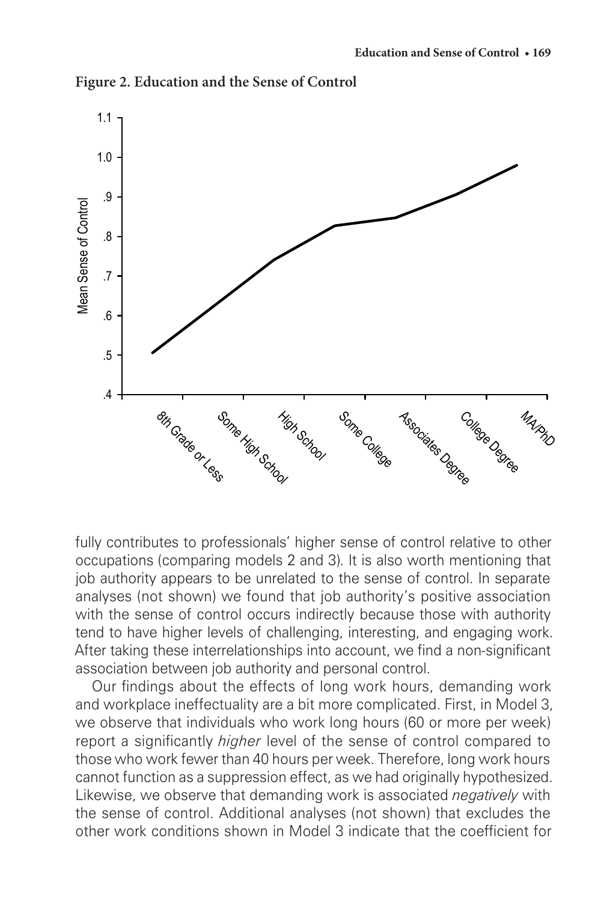**Figure 2. Education and the Sense of Control**

fully contributes to professionals' higher sense of control relative to other occupations (comparing models 2 and 3). It is also worth mentioning that job authority appears to be unrelated to the sense of control. In separate analyses (not shown) we found that job authority's positive association with the sense of control occurs indirectly because those with authority tend to have higher levels of challenging, interesting, and engaging work. After taking these interrelationships into account, we find a non-significant association between job authority and personal control.

Our findings about the effects of long work hours, demanding work and workplace ineffectuality are a bit more complicated. First, in Model 3, we observe that individuals who work long hours (60 or more per week) report a significantly *higher* level of the sense of control compared to those who work fewer than 40 hours per week. Therefore, long work hours cannot function as a suppression effect, as we had originally hypothesized. Likewise, we observe that demanding work is associated *negatively* with the sense of control. Additional analyses (not shown) that excludes the other work conditions shown in Model 3 indicate that the coefficient for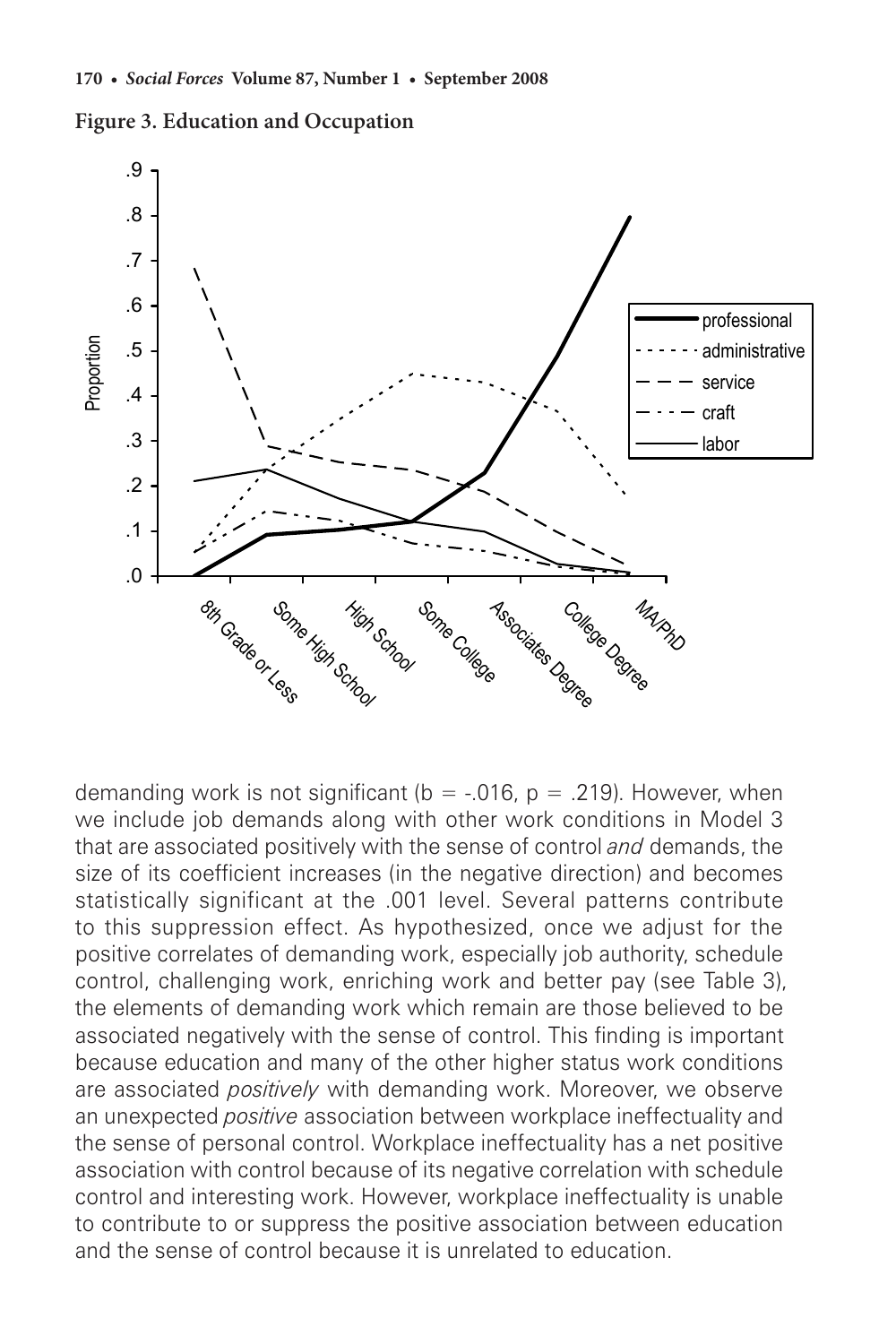**Figure 3. Education and Occupation**

demanding work is not significant (b = -.016, p = .219). However, when we include job demands along with other work conditions in Model 3 that are associated positively with the sense of control *and* demands, the size of its coefficient increases (in the negative direction) and becomes statistically significant at the .001 level. Several patterns contribute to this suppression effect. As hypothesized, once we adjust for the positive correlates of demanding work, especially job authority, schedule control, challenging work, enriching work and better pay (see Table 3), the elements of demanding work which remain are those believed to be associated negatively with the sense of control. This finding is important because education and many of the other higher status work conditions are associated *positively* with demanding work. Moreover, we observe an unexpected *positive* association between workplace ineffectuality and the sense of personal control. Workplace ineffectuality has a net positive association with control because of its negative correlation with schedule control and interesting work. However, workplace ineffectuality is unable to contribute to or suppress the positive association between education and the sense of control because it is unrelated to education.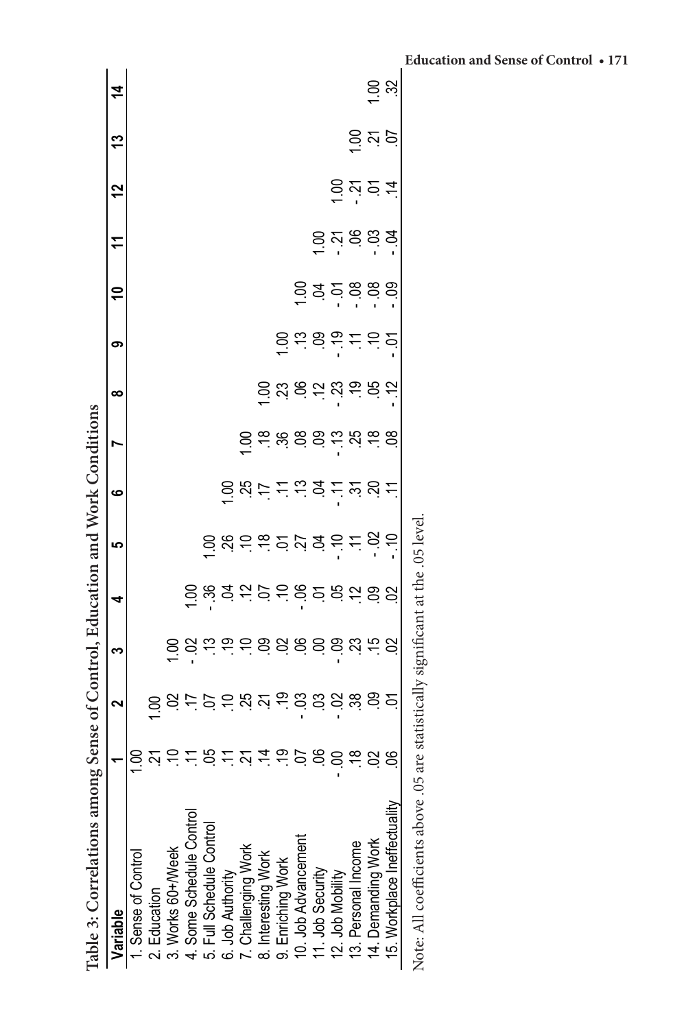**Table 3: Correlations among Sense of Control, Education and Work Conditions**

| Variable | 1 | 2 | 3 | 4 | 5 | 6 | 7 | 8 | 9 | 10 | 11 | 12 | 13 | 14 |
|---|---|---|---|---|---|---|---|---|---|---|---|---|---|---|
| 1. Sense of Control | 1.00 | | | | | | | | | | | | | |
| 2. Education | .21 | 1.00 | | | | | | | | | | | | |
| 3. Works 60+/Week | .10 | .02 | 1.00 | | | | | | | | | | | |
| 4. Some Schedule Control | .11 | .17 | -.02 | 1.00 | | | | | | | | | | |
| 5. Full Schedule Control | .05 | .07 | .13 | -.36 | 1.00 | | | | | | | | | |
| 6. Job Authority | .11 | .10 | .19 | .04 | .26 | 1.00 | | | | | | | | |
| 7. Challenging Work | .21 | .25 | .10 | .12 | .10 | .25 | 1.00 | | | | | | | |
| 8. Interesting Work | .14 | .21 | .09 | .07 | .18 | .17 | .18 | 1.00 | | | | | | |
| 9. Enriching Work | .19 | .19 | .02 | .10 | .01 | .11 | .36 | .23 | 1.00 | | | | | |
| 10. Job Advancement | .07 | -.03 | .06 | -.06 | .27 | .13 | .08 | .06 | .13 | 1.00 | | | | |
| 11. Job Security | .06 | .03 | .00 | .01 | .04 | .04 | .09 | .12 | .09 | .04 | 1.00 | | | |
| 12. Job Mobility | -.00 | -.02 | -.09 | .05 | -.10 | -.11 | -.13 | -.23 | -.19 | -.01 | -.21 | 1.00 | | |
| 13. Personal Income | .18 | .38 | .23 | .12 | .11 | .31 | .25 | .19 | .11 | -.08 | .06 | -.21 | 1.00 | |
| 14. Demanding Work | .02 | .09 | .15 | .09 | -.02 | .20 | .18 | .05 | .10 | -.08 | -.03 | .01 | .21 | 1.00 |
| 15. Workplace Ineffectuality | .06 | .01 | .02 | .02 | -.10 | .11 | .08 | -.12 | -.01 | -.09 | -.04 | .14 | .07 | .32 |

Note: All coefficients above .05 are statistically significant at the .05 level.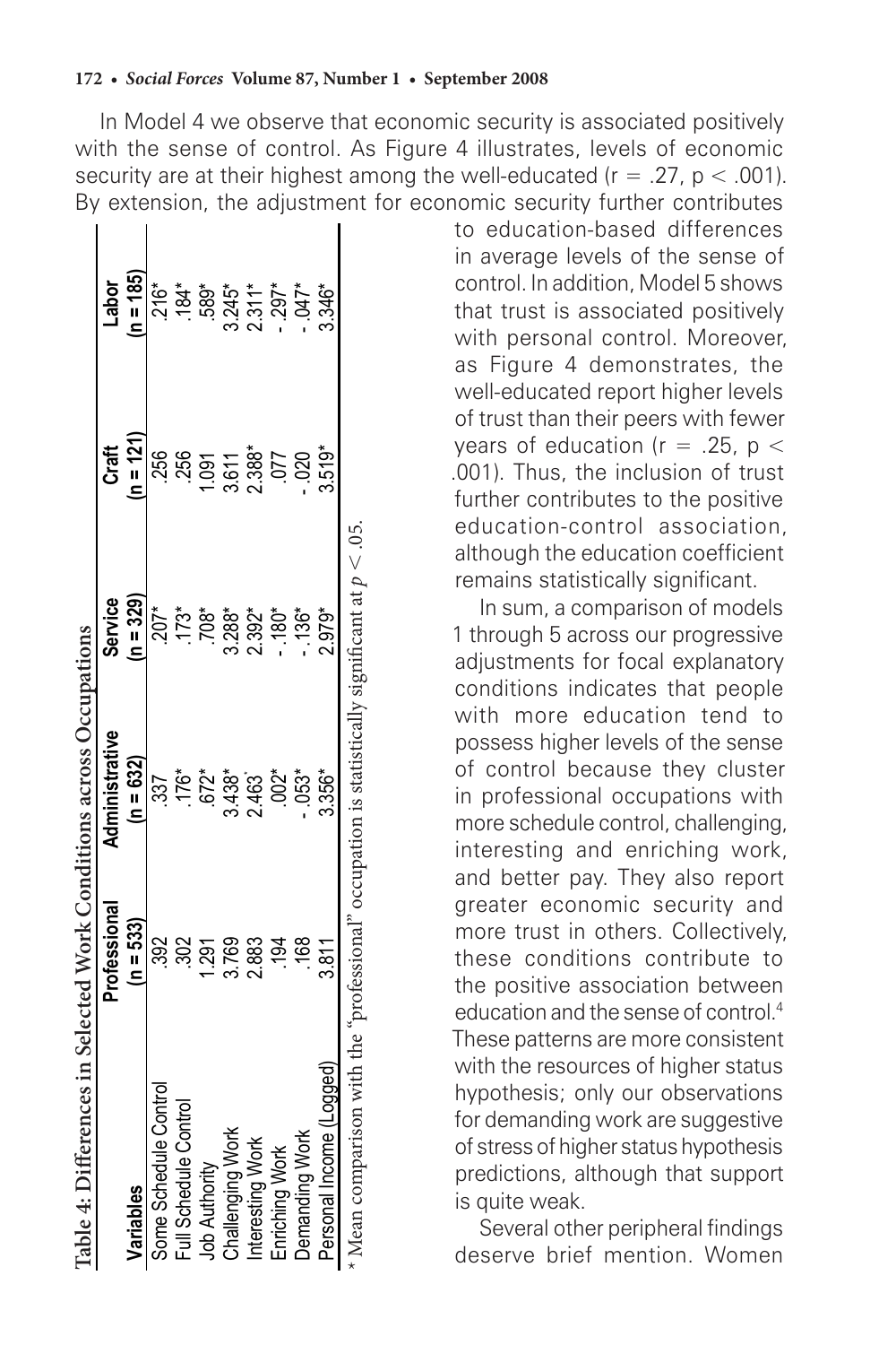In Model 4 we observe that economic security is associated positively with the sense of control. As Figure 4 illustrates, levels of economic security are at their highest among the well-educated ($r = .27$, $p < .001$). By extension, the adjustment for economic security further contributes to education-based differences in average levels of the sense of control. In addition, Model 5 shows that trust is associated positively with personal control. Moreover, as Figure 4 demonstrates, the well-educated report higher levels of trust than their peers with fewer years of education ($r = .25$, $p < .001$). Thus, the inclusion of trust further contributes to the positive education-control association, although the education coefficient remains statistically significant.

**Table 4: Differences in Selected Work Conditions across Occupations**

| Variables | Professional (n = 533) | Administrative (n = 632) | Service (n = 329) | Craft (n = 121) | Labor (n = 185) |
|---|---|---|---|---|---|
| Some Schedule Control | .392 | .337 | .207* | .256 | .216* |
| Full Schedule Control | .302 | .176* | .173* | .256 | .184* |
| Job Authority | 1.291 | .672* | .708* | 1.091 | .589* |
| Challenging Work | 3.769 | 3.438* | 3.288* | 3.611 | 3.245* |
| Interesting Work | 2.883 | 2.463* | 2.392* | 2.388* | 2.311* |
| Enriching Work | .194 | .002* | -.180* | .077 | -.297* |
| Demanding Work | .168 | -.053* | -.136* | -.020 | -.047* |
| Personal Income (Logged) | 3.811 | 3.356* | 2.979* | 3.519* | 3.346* |

\* Mean comparison with the "professional" occupation is statistically significant at $p < .05$.

In sum, a comparison of models 1 through 5 across our progressive adjustments for focal explanatory conditions indicates that people with more education tend to possess higher levels of the sense of control because they cluster in professional occupations with more schedule control, challenging, interesting and enriching work, and better pay. They also report greater economic security and more trust in others. Collectively, these conditions contribute to the positive association between education and the sense of control.[4] These patterns are more consistent with the resources of higher status hypothesis; only our observations for demanding work are suggestive of stress of higher status hypothesis predictions, although that support is quite weak.

Several other peripheral findings deserve brief mention. Women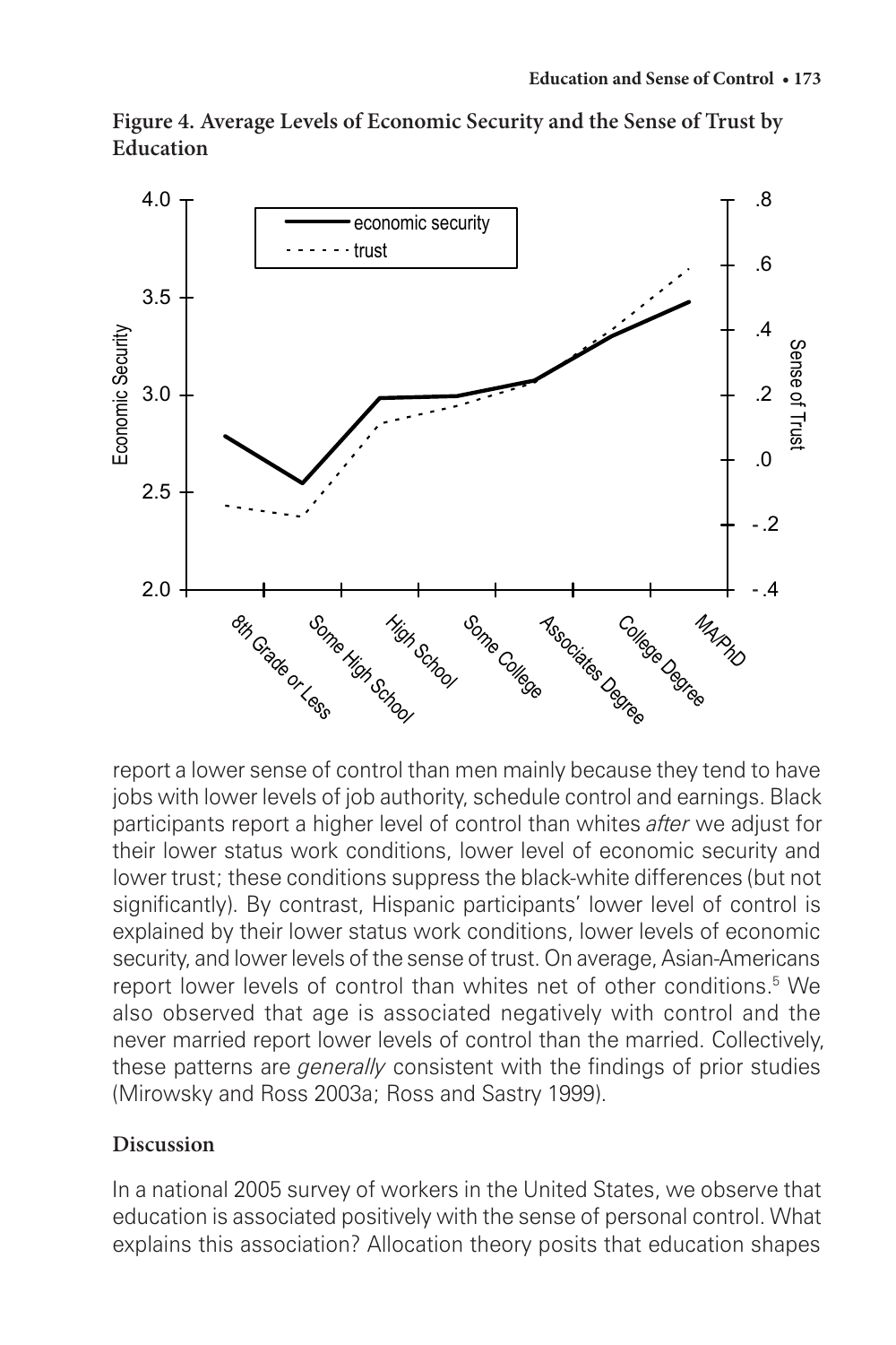**Figure 4. Average Levels of Economic Security and the Sense of Trust by Education**

report a lower sense of control than men mainly because they tend to have jobs with lower levels of job authority, schedule control and earnings. Black participants report a higher level of control than whites *after* we adjust for their lower status work conditions, lower level of economic security and lower trust; these conditions suppress the black-white differences (but not significantly). By contrast, Hispanic participants' lower level of control is explained by their lower status work conditions, lower levels of economic security, and lower levels of the sense of trust. On average, Asian-Americans report lower levels of control than whites net of other conditions.[5] We also observed that age is associated negatively with control and the never married report lower levels of control than the married. Collectively, these patterns are *generally* consistent with the findings of prior studies (Mirowsky and Ross 2003a; Ross and Sastry 1999).

## Discussion

In a national 2005 survey of workers in the United States, we observe that education is associated positively with the sense of personal control. What explains this association? Allocation theory posits that education shapes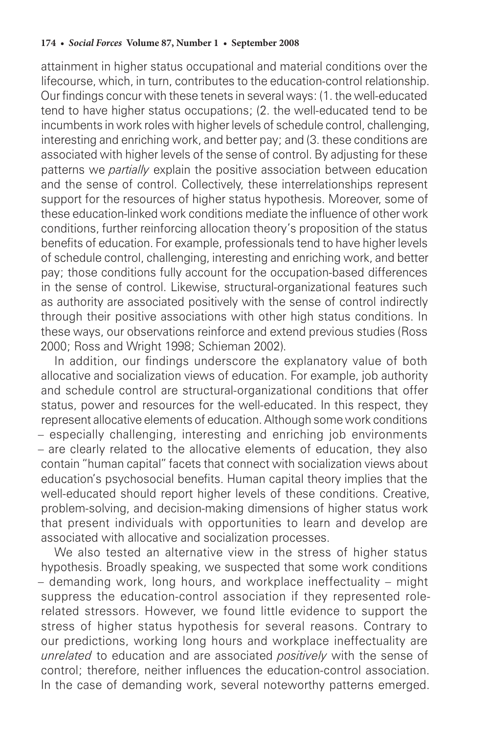attainment in higher status occupational and material conditions over the lifecourse, which, in turn, contributes to the education-control relationship. Our findings concur with these tenets in several ways: (1. the well-educated tend to have higher status occupations; (2. the well-educated tend to be incumbents in work roles with higher levels of schedule control, challenging, interesting and enriching work, and better pay; and (3. these conditions are associated with higher levels of the sense of control. By adjusting for these patterns we *partially* explain the positive association between education and the sense of control. Collectively, these interrelationships represent support for the resources of higher status hypothesis. Moreover, some of these education-linked work conditions mediate the influence of other work conditions, further reinforcing allocation theory's proposition of the status benefits of education. For example, professionals tend to have higher levels of schedule control, challenging, interesting and enriching work, and better pay; those conditions fully account for the occupation-based differences in the sense of control. Likewise, structural-organizational features such as authority are associated positively with the sense of control indirectly through their positive associations with other high status conditions. In these ways, our observations reinforce and extend previous studies (Ross 2000; Ross and Wright 1998; Schieman 2002).

In addition, our findings underscore the explanatory value of both allocative and socialization views of education. For example, job authority and schedule control are structural-organizational conditions that offer status, power and resources for the well-educated. In this respect, they represent allocative elements of education. Although some work conditions – especially challenging, interesting and enriching job environments – are clearly related to the allocative elements of education, they also contain "human capital" facets that connect with socialization views about education's psychosocial benefits. Human capital theory implies that the well-educated should report higher levels of these conditions. Creative, problem-solving, and decision-making dimensions of higher status work that present individuals with opportunities to learn and develop are associated with allocative and socialization processes.

We also tested an alternative view in the stress of higher status hypothesis. Broadly speaking, we suspected that some work conditions – demanding work, long hours, and workplace ineffectuality – might suppress the education-control association if they represented role-related stressors. However, we found little evidence to support the stress of higher status hypothesis for several reasons. Contrary to our predictions, working long hours and workplace ineffectuality are *unrelated* to education and are associated *positively* with the sense of control; therefore, neither influences the education-control association. In the case of demanding work, several noteworthy patterns emerged.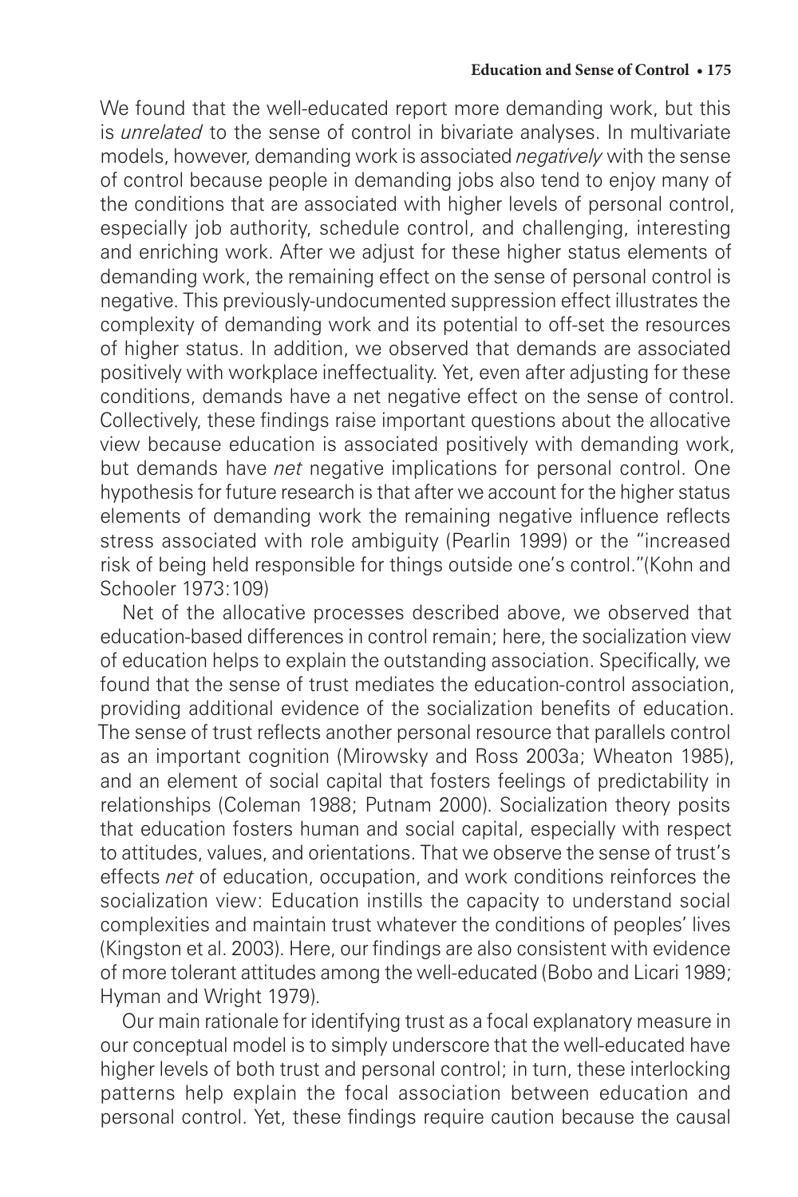We found that the well-educated report more demanding work, but this is *unrelated* to the sense of control in bivariate analyses. In multivariate models, however, demanding work is associated *negatively* with the sense of control because people in demanding jobs also tend to enjoy many of the conditions that are associated with higher levels of personal control, especially job authority, schedule control, and challenging, interesting and enriching work. After we adjust for these higher status elements of demanding work, the remaining effect on the sense of personal control is negative. This previously-undocumented suppression effect illustrates the complexity of demanding work and its potential to off-set the resources of higher status. In addition, we observed that demands are associated positively with workplace ineffectuality. Yet, even after adjusting for these conditions, demands have a net negative effect on the sense of control. Collectively, these findings raise important questions about the allocative view because education is associated positively with demanding work, but demands have *net* negative implications for personal control. One hypothesis for future research is that after we account for the higher status elements of demanding work the remaining negative influence reflects stress associated with role ambiguity (Pearlin 1999) or the "increased risk of being held responsible for things outside one's control."(Kohn and Schooler 1973:109)

Net of the allocative processes described above, we observed that education-based differences in control remain; here, the socialization view of education helps to explain the outstanding association. Specifically, we found that the sense of trust mediates the education-control association, providing additional evidence of the socialization benefits of education. The sense of trust reflects another personal resource that parallels control as an important cognition (Mirowsky and Ross 2003a; Wheaton 1985), and an element of social capital that fosters feelings of predictability in relationships (Coleman 1988; Putnam 2000). Socialization theory posits that education fosters human and social capital, especially with respect to attitudes, values, and orientations. That we observe the sense of trust's effects *net* of education, occupation, and work conditions reinforces the socialization view: Education instills the capacity to understand social complexities and maintain trust whatever the conditions of peoples' lives (Kingston et al. 2003). Here, our findings are also consistent with evidence of more tolerant attitudes among the well-educated (Bobo and Licari 1989; Hyman and Wright 1979).

Our main rationale for identifying trust as a focal explanatory measure in our conceptual model is to simply underscore that the well-educated have higher levels of both trust and personal control; in turn, these interlocking patterns help explain the focal association between education and personal control. Yet, these findings require caution because the causal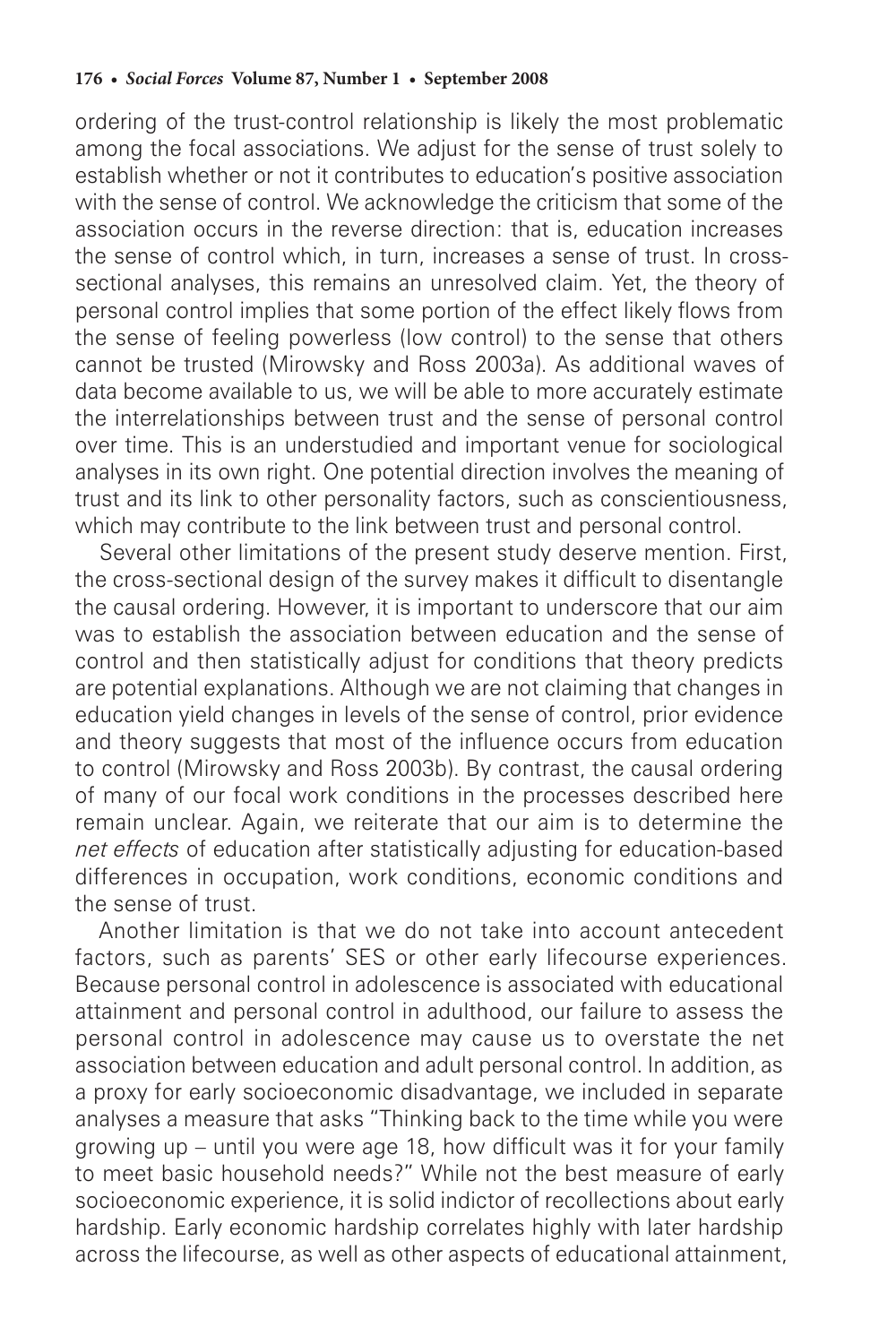ordering of the trust-control relationship is likely the most problematic among the focal associations. We adjust for the sense of trust solely to establish whether or not it contributes to education's positive association with the sense of control. We acknowledge the criticism that some of the association occurs in the reverse direction: that is, education increases the sense of control which, in turn, increases a sense of trust. In cross-sectional analyses, this remains an unresolved claim. Yet, the theory of personal control implies that some portion of the effect likely flows from the sense of feeling powerless (low control) to the sense that others cannot be trusted (Mirowsky and Ross 2003a). As additional waves of data become available to us, we will be able to more accurately estimate the interrelationships between trust and the sense of personal control over time. This is an understudied and important venue for sociological analyses in its own right. One potential direction involves the meaning of trust and its link to other personality factors, such as conscientiousness, which may contribute to the link between trust and personal control.

Several other limitations of the present study deserve mention. First, the cross-sectional design of the survey makes it difficult to disentangle the causal ordering. However, it is important to underscore that our aim was to establish the association between education and the sense of control and then statistically adjust for conditions that theory predicts are potential explanations. Although we are not claiming that changes in education yield changes in levels of the sense of control, prior evidence and theory suggests that most of the influence occurs from education to control (Mirowsky and Ross 2003b). By contrast, the causal ordering of many of our focal work conditions in the processes described here remain unclear. Again, we reiterate that our aim is to determine the *net effects* of education after statistically adjusting for education-based differences in occupation, work conditions, economic conditions and the sense of trust.

Another limitation is that we do not take into account antecedent factors, such as parents' SES or other early lifecourse experiences. Because personal control in adolescence is associated with educational attainment and personal control in adulthood, our failure to assess the personal control in adolescence may cause us to overstate the net association between education and adult personal control. In addition, as a proxy for early socioeconomic disadvantage, we included in separate analyses a measure that asks "Thinking back to the time while you were growing up – until you were age 18, how difficult was it for your family to meet basic household needs?" While not the best measure of early socioeconomic experience, it is solid indictor of recollections about early hardship. Early economic hardship correlates highly with later hardship across the lifecourse, as well as other aspects of educational attainment,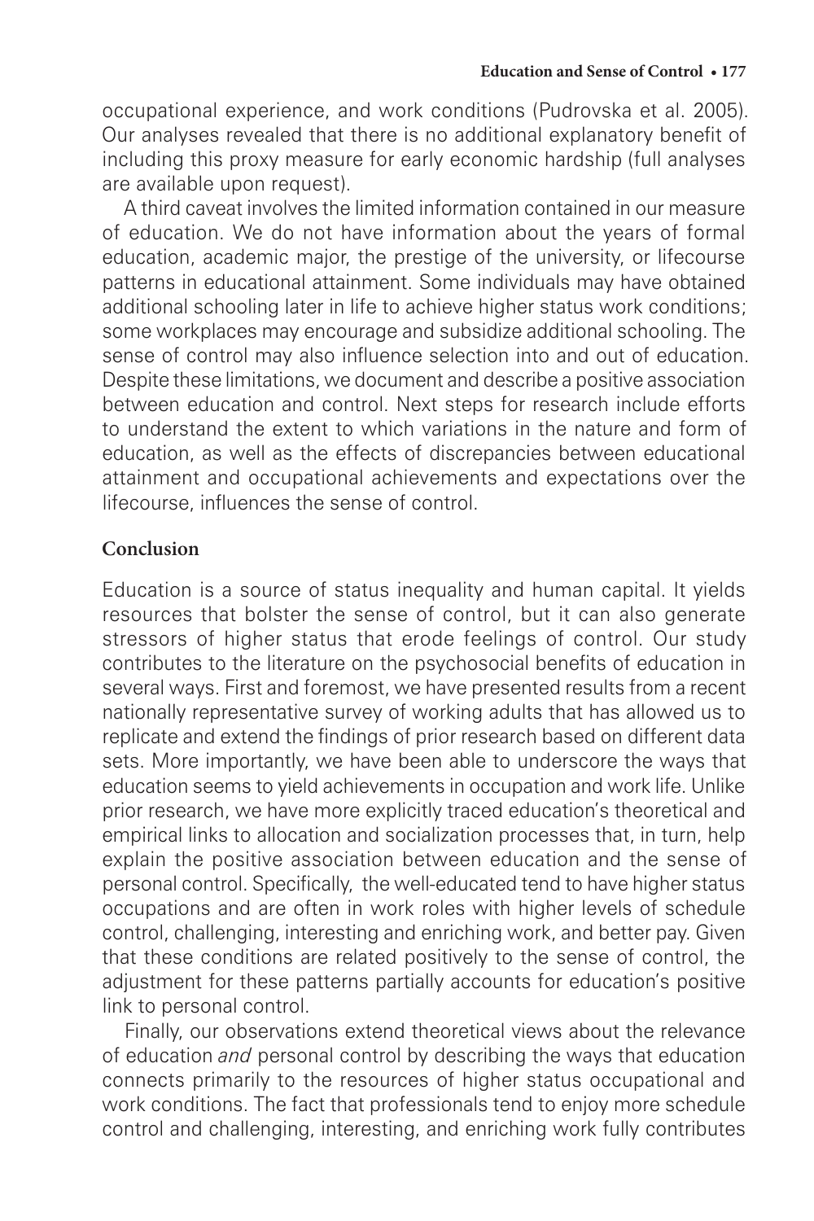occupational experience, and work conditions (Pudrovska et al. 2005). Our analyses revealed that there is no additional explanatory benefit of including this proxy measure for early economic hardship (full analyses are available upon request).

A third caveat involves the limited information contained in our measure of education. We do not have information about the years of formal education, academic major, the prestige of the university, or lifecourse patterns in educational attainment. Some individuals may have obtained additional schooling later in life to achieve higher status work conditions; some workplaces may encourage and subsidize additional schooling. The sense of control may also influence selection into and out of education. Despite these limitations, we document and describe a positive association between education and control. Next steps for research include efforts to understand the extent to which variations in the nature and form of education, as well as the effects of discrepancies between educational attainment and occupational achievements and expectations over the lifecourse, influences the sense of control.

## Conclusion

Education is a source of status inequality and human capital. It yields resources that bolster the sense of control, but it can also generate stressors of higher status that erode feelings of control. Our study contributes to the literature on the psychosocial benefits of education in several ways. First and foremost, we have presented results from a recent nationally representative survey of working adults that has allowed us to replicate and extend the findings of prior research based on different data sets. More importantly, we have been able to underscore the ways that education seems to yield achievements in occupation and work life. Unlike prior research, we have more explicitly traced education's theoretical and empirical links to allocation and socialization processes that, in turn, help explain the positive association between education and the sense of personal control. Specifically, the well-educated tend to have higher status occupations and are often in work roles with higher levels of schedule control, challenging, interesting and enriching work, and better pay. Given that these conditions are related positively to the sense of control, the adjustment for these patterns partially accounts for education's positive link to personal control.

Finally, our observations extend theoretical views about the relevance of education *and* personal control by describing the ways that education connects primarily to the resources of higher status occupational and work conditions. The fact that professionals tend to enjoy more schedule control and challenging, interesting, and enriching work fully contributes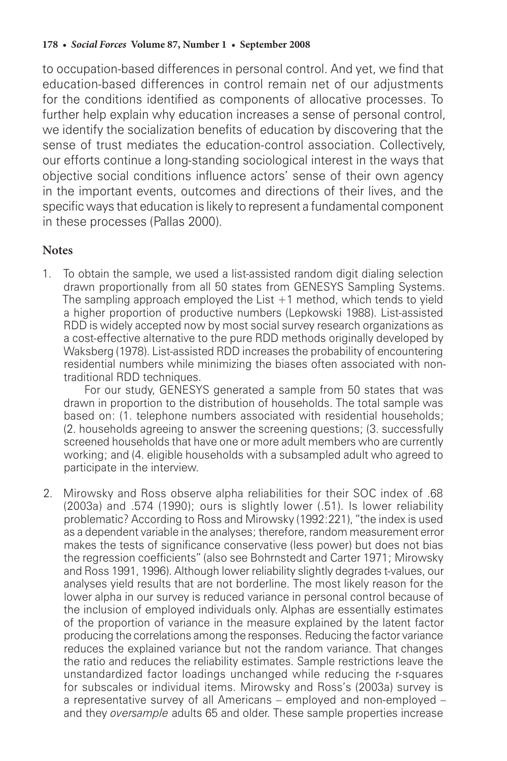to occupation-based differences in personal control. And yet, we find that education-based differences in control remain net of our adjustments for the conditions identified as components of allocative processes. To further help explain why education increases a sense of personal control, we identify the socialization benefits of education by discovering that the sense of trust mediates the education-control association. Collectively, our efforts continue a long-standing sociological interest in the ways that objective social conditions influence actors' sense of their own agency in the important events, outcomes and directions of their lives, and the specific ways that education is likely to represent a fundamental component in these processes (Pallas 2000).

## Notes

1. To obtain the sample, we used a list-assisted random digit dialing selection drawn proportionally from all 50 states from GENESYS Sampling Systems. The sampling approach employed the List +1 method, which tends to yield a higher proportion of productive numbers (Lepkowski 1988). List-assisted RDD is widely accepted now by most social survey research organizations as a cost-effective alternative to the pure RDD methods originally developed by Waksberg (1978). List-assisted RDD increases the probability of encountering residential numbers while minimizing the biases often associated with non-traditional RDD techniques.

   For our study, GENESYS generated a sample from 50 states that was drawn in proportion to the distribution of households. The total sample was based on: (1. telephone numbers associated with residential households; (2. households agreeing to answer the screening questions; (3. successfully screened households that have one or more adult members who are currently working; and (4. eligible households with a subsampled adult who agreed to participate in the interview.

2. Mirowsky and Ross observe alpha reliabilities for their SOC index of .68 (2003a) and .574 (1990); ours is slightly lower (.51). Is lower reliability problematic? According to Ross and Mirowsky (1992:221), "the index is used as a dependent variable in the analyses; therefore, random measurement error makes the tests of significance conservative (less power) but does not bias the regression coefficients" (also see Bohrnstedt and Carter 1971; Mirowsky and Ross 1991, 1996). Although lower reliability slightly degrades t-values, our analyses yield results that are not borderline. The most likely reason for the lower alpha in our survey is reduced variance in personal control because of the inclusion of employed individuals only. Alphas are essentially estimates of the proportion of variance in the measure explained by the latent factor producing the correlations among the responses. Reducing the factor variance reduces the explained variance but not the random variance. That changes the ratio and reduces the reliability estimates. Sample restrictions leave the unstandardized factor loadings unchanged while reducing the r-squares for subscales or individual items. Mirowsky and Ross's (2003a) survey is a representative survey of all Americans – employed and non-employed – and they *oversample* adults 65 and older. These sample properties increase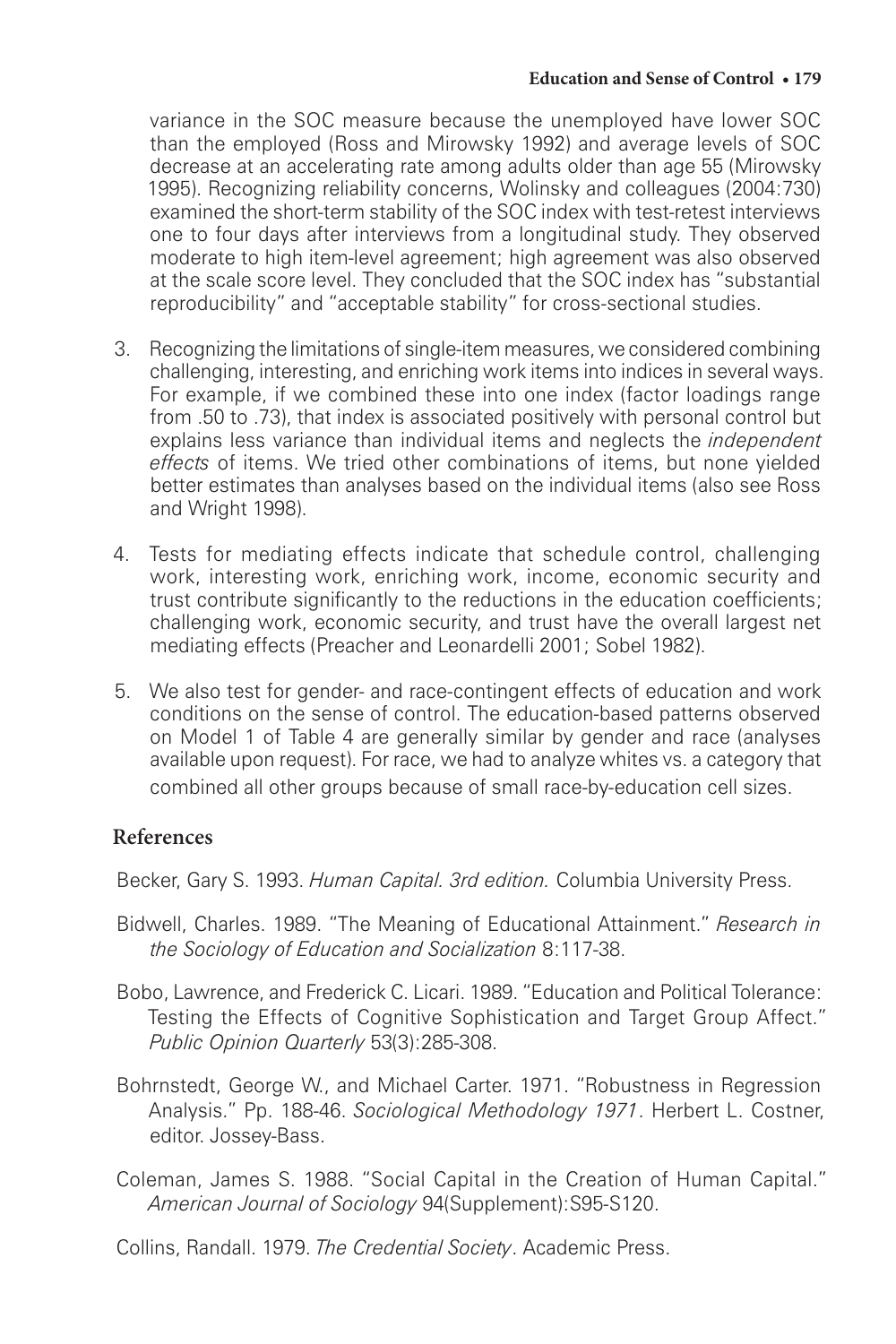variance in the SOC measure because the unemployed have lower SOC than the employed (Ross and Mirowsky 1992) and average levels of SOC decrease at an accelerating rate among adults older than age 55 (Mirowsky 1995). Recognizing reliability concerns, Wolinsky and colleagues (2004:730) examined the short-term stability of the SOC index with test-retest interviews one to four days after interviews from a longitudinal study. They observed moderate to high item-level agreement; high agreement was also observed at the scale score level. They concluded that the SOC index has "substantial reproducibility" and "acceptable stability" for cross-sectional studies.

3. Recognizing the limitations of single-item measures, we considered combining challenging, interesting, and enriching work items into indices in several ways. For example, if we combined these into one index (factor loadings range from .50 to .73), that index is associated positively with personal control but explains less variance than individual items and neglects the *independent effects* of items. We tried other combinations of items, but none yielded better estimates than analyses based on the individual items (also see Ross and Wright 1998).

4. Tests for mediating effects indicate that schedule control, challenging work, interesting work, enriching work, income, economic security and trust contribute significantly to the reductions in the education coefficients; challenging work, economic security, and trust have the overall largest net mediating effects (Preacher and Leonardelli 2001; Sobel 1982).

5. We also test for gender- and race-contingent effects of education and work conditions on the sense of control. The education-based patterns observed on Model 1 of Table 4 are generally similar by gender and race (analyses available upon request). For race, we had to analyze whites vs. a category that combined all other groups because of small race-by-education cell sizes.

## References

Becker, Gary S. 1993. *Human Capital. 3rd edition.* Columbia University Press.

Bidwell, Charles. 1989. "The Meaning of Educational Attainment." *Research in the Sociology of Education and Socialization* 8:117-38.

Bobo, Lawrence, and Frederick C. Licari. 1989. "Education and Political Tolerance: Testing the Effects of Cognitive Sophistication and Target Group Affect." *Public Opinion Quarterly* 53(3):285-308.

Bohrnstedt, George W., and Michael Carter. 1971. "Robustness in Regression Analysis." Pp. 188-46. *Sociological Methodology 1971*. Herbert L. Costner, editor. Jossey-Bass.

Coleman, James S. 1988. "Social Capital in the Creation of Human Capital." *American Journal of Sociology* 94(Supplement):S95-S120.

Collins, Randall. 1979. *The Credential Society*. Academic Press.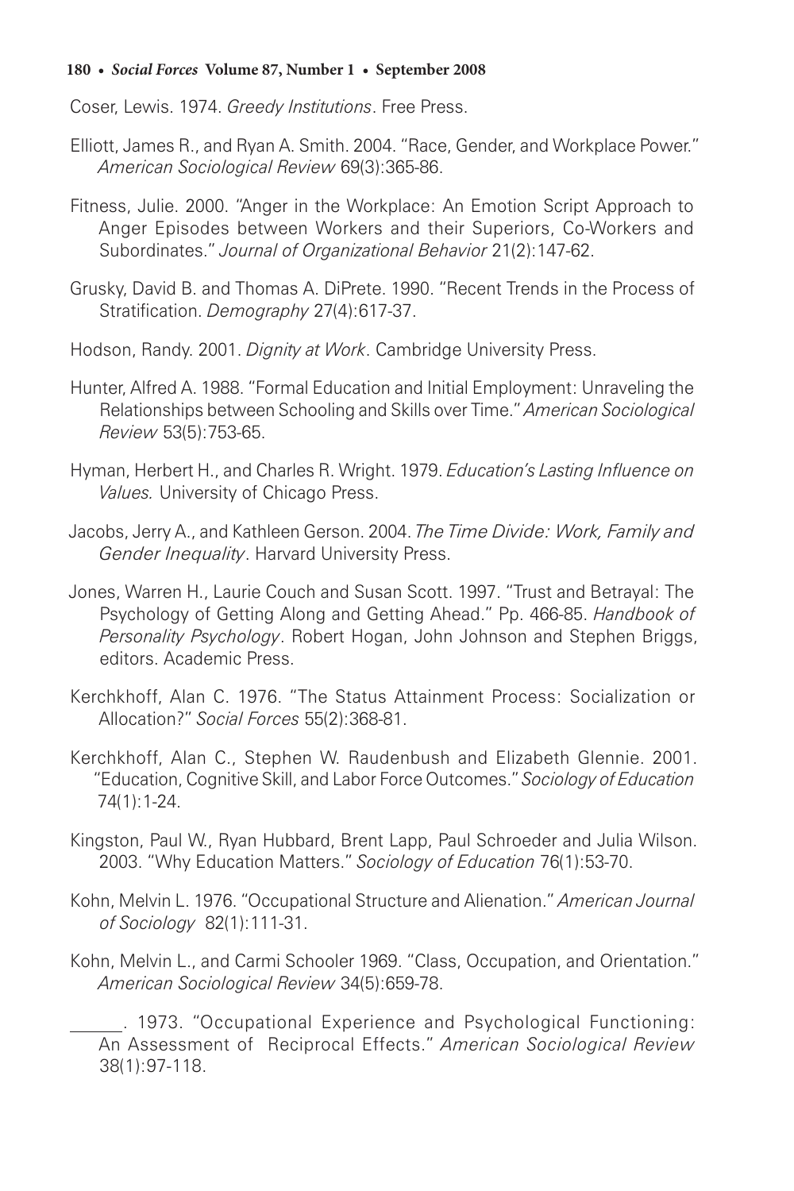Coser, Lewis. 1974. *Greedy Institutions*. Free Press.

Elliott, James R., and Ryan A. Smith. 2004. "Race, Gender, and Workplace Power." *American Sociological Review* 69(3):365-86.

Fitness, Julie. 2000. "Anger in the Workplace: An Emotion Script Approach to Anger Episodes between Workers and their Superiors, Co-Workers and Subordinates." *Journal of Organizational Behavior* 21(2):147-62.

Grusky, David B. and Thomas A. DiPrete. 1990. "Recent Trends in the Process of Stratification. *Demography* 27(4):617-37.

Hodson, Randy. 2001. *Dignity at Work*. Cambridge University Press.

Hunter, Alfred A. 1988. "Formal Education and Initial Employment: Unraveling the Relationships between Schooling and Skills over Time." *American Sociological Review* 53(5):753-65.

Hyman, Herbert H., and Charles R. Wright. 1979. *Education's Lasting Influence on Values.* University of Chicago Press.

Jacobs, Jerry A., and Kathleen Gerson. 2004. *The Time Divide: Work, Family and Gender Inequality*. Harvard University Press.

Jones, Warren H., Laurie Couch and Susan Scott. 1997. "Trust and Betrayal: The Psychology of Getting Along and Getting Ahead." Pp. 466-85. *Handbook of Personality Psychology*. Robert Hogan, John Johnson and Stephen Briggs, editors. Academic Press.

Kerchkhoff, Alan C. 1976. "The Status Attainment Process: Socialization or Allocation?" *Social Forces* 55(2):368-81.

Kerchkhoff, Alan C., Stephen W. Raudenbush and Elizabeth Glennie. 2001. "Education, Cognitive Skill, and Labor Force Outcomes." *Sociology of Education* 74(1):1-24.

Kingston, Paul W., Ryan Hubbard, Brent Lapp, Paul Schroeder and Julia Wilson. 2003. "Why Education Matters." *Sociology of Education* 76(1):53-70.

Kohn, Melvin L. 1976. "Occupational Structure and Alienation." *American Journal of Sociology* 82(1):111-31.

Kohn, Melvin L., and Carmi Schooler 1969. "Class, Occupation, and Orientation." *American Sociological Review* 34(5):659-78.

______. 1973. "Occupational Experience and Psychological Functioning: An Assessment of Reciprocal Effects." *American Sociological Review* 38(1):97-118.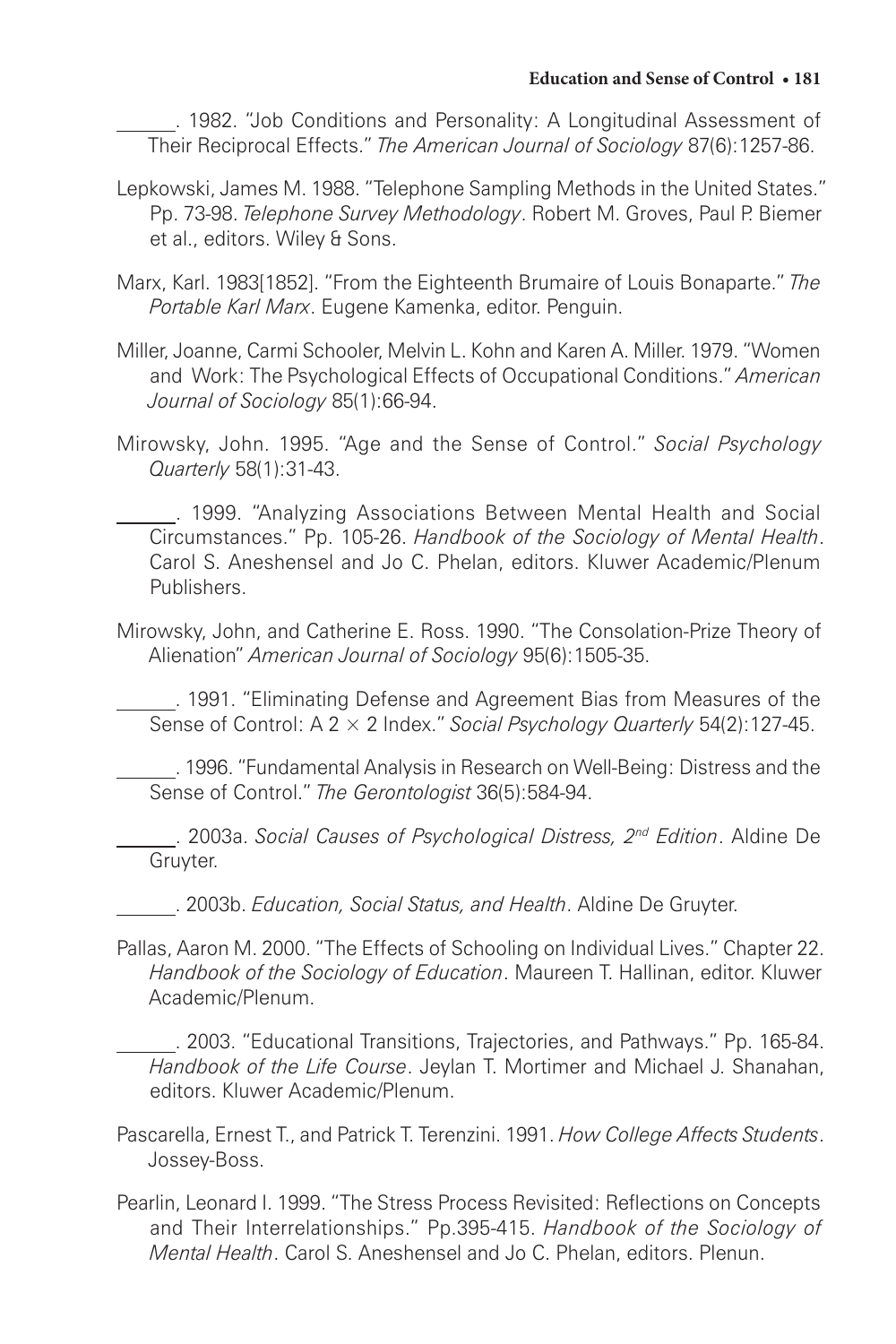______. 1982. "Job Conditions and Personality: A Longitudinal Assessment of Their Reciprocal Effects." *The American Journal of Sociology* 87(6):1257-86.

Lepkowski, James M. 1988. "Telephone Sampling Methods in the United States." Pp. 73-98. *Telephone Survey Methodology*. Robert M. Groves, Paul P. Biemer et al., editors. Wiley & Sons.

Marx, Karl. 1983[1852]. "From the Eighteenth Brumaire of Louis Bonaparte." *The Portable Karl Marx*. Eugene Kamenka, editor. Penguin.

Miller, Joanne, Carmi Schooler, Melvin L. Kohn and Karen A. Miller. 1979. "Women and Work: The Psychological Effects of Occupational Conditions." *American Journal of Sociology* 85(1):66-94.

Mirowsky, John. 1995. "Age and the Sense of Control." *Social Psychology Quarterly* 58(1):31-43.

______. 1999. "Analyzing Associations Between Mental Health and Social Circumstances." Pp. 105-26. *Handbook of the Sociology of Mental Health*. Carol S. Aneshensel and Jo C. Phelan, editors. Kluwer Academic/Plenum Publishers.

Mirowsky, John, and Catherine E. Ross. 1990. "The Consolation-Prize Theory of Alienation" *American Journal of Sociology* 95(6):1505-35.

______. 1991. "Eliminating Defense and Agreement Bias from Measures of the Sense of Control: A $2 \times 2$ Index." *Social Psychology Quarterly* 54(2):127-45.

______. 1996. "Fundamental Analysis in Research on Well-Being: Distress and the Sense of Control." *The Gerontologist* 36(5):584-94.

______. 2003a. *Social Causes of Psychological Distress, 2nd Edition*. Aldine De Gruyter.

______. 2003b. *Education, Social Status, and Health*. Aldine De Gruyter.

Pallas, Aaron M. 2000. "The Effects of Schooling on Individual Lives." Chapter 22. *Handbook of the Sociology of Education*. Maureen T. Hallinan, editor. Kluwer Academic/Plenum.

______. 2003. "Educational Transitions, Trajectories, and Pathways." Pp. 165-84. *Handbook of the Life Course*. Jeylan T. Mortimer and Michael J. Shanahan, editors. Kluwer Academic/Plenum.

Pascarella, Ernest T., and Patrick T. Terenzini. 1991. *How College Affects Students*. Jossey-Boss.

Pearlin, Leonard I. 1999. "The Stress Process Revisited: Reflections on Concepts and Their Interrelationships." Pp.395-415. *Handbook of the Sociology of Mental Health*. Carol S. Aneshensel and Jo C. Phelan, editors. Plenun.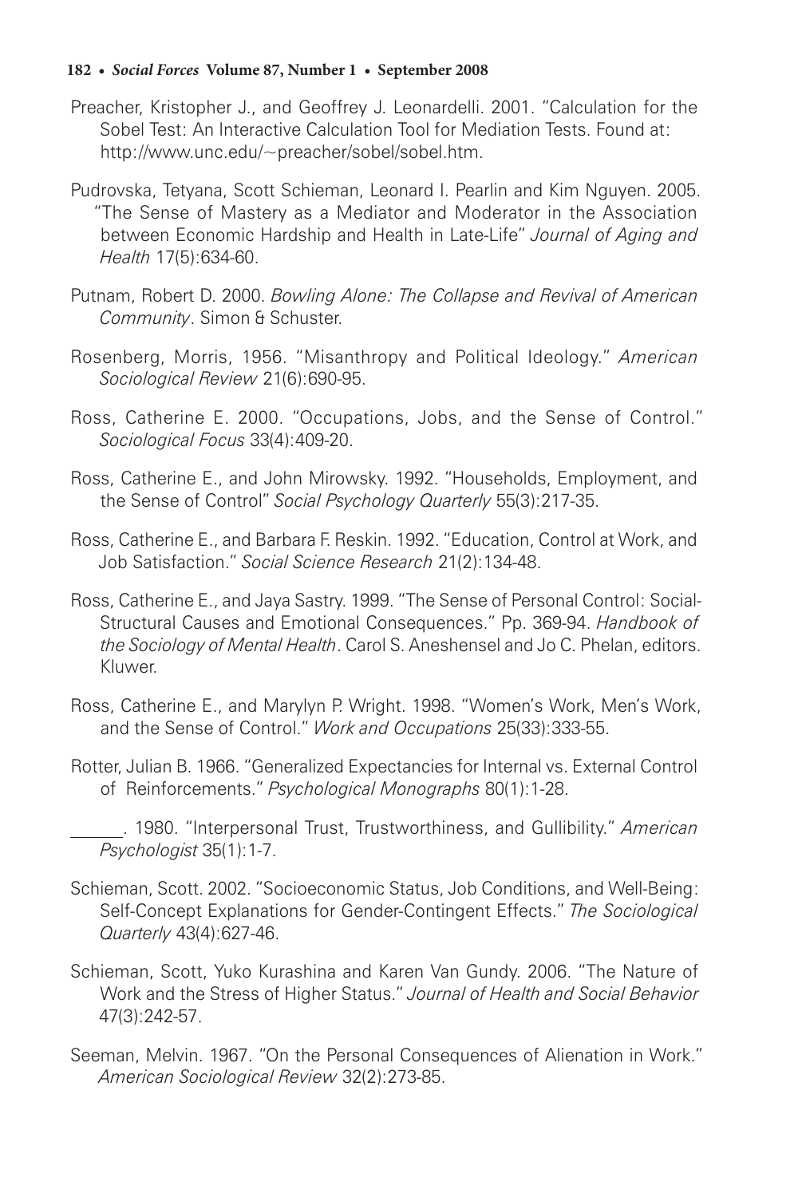Preacher, Kristopher J., and Geoffrey J. Leonardelli. 2001. "Calculation for the Sobel Test: An Interactive Calculation Tool for Mediation Tests. Found at: http://www.unc.edu/~preacher/sobel/sobel.htm.

Pudrovska, Tetyana, Scott Schieman, Leonard I. Pearlin and Kim Nguyen. 2005. "The Sense of Mastery as a Mediator and Moderator in the Association between Economic Hardship and Health in Late-Life" *Journal of Aging and Health* 17(5):634-60.

Putnam, Robert D. 2000. *Bowling Alone: The Collapse and Revival of American Community*. Simon & Schuster.

Rosenberg, Morris, 1956. "Misanthropy and Political Ideology." *American Sociological Review* 21(6):690-95.

Ross, Catherine E. 2000. "Occupations, Jobs, and the Sense of Control." *Sociological Focus* 33(4):409-20.

Ross, Catherine E., and John Mirowsky. 1992. "Households, Employment, and the Sense of Control" *Social Psychology Quarterly* 55(3):217-35.

Ross, Catherine E., and Barbara F. Reskin. 1992. "Education, Control at Work, and Job Satisfaction." *Social Science Research* 21(2):134-48.

Ross, Catherine E., and Jaya Sastry. 1999. "The Sense of Personal Control: Social-Structural Causes and Emotional Consequences." Pp. 369-94. *Handbook of the Sociology of Mental Health*. Carol S. Aneshensel and Jo C. Phelan, editors. Kluwer.

Ross, Catherine E., and Marylyn P. Wright. 1998. "Women's Work, Men's Work, and the Sense of Control." *Work and Occupations* 25(33):333-55.

Rotter, Julian B. 1966. "Generalized Expectancies for Internal vs. External Control of Reinforcements." *Psychological Monographs* 80(1):1-28.

______. 1980. "Interpersonal Trust, Trustworthiness, and Gullibility." *American Psychologist* 35(1):1-7.

Schieman, Scott. 2002. "Socioeconomic Status, Job Conditions, and Well-Being: Self-Concept Explanations for Gender-Contingent Effects." *The Sociological Quarterly* 43(4):627-46.

Schieman, Scott, Yuko Kurashina and Karen Van Gundy. 2006. "The Nature of Work and the Stress of Higher Status." *Journal of Health and Social Behavior* 47(3):242-57.

Seeman, Melvin. 1967. "On the Personal Consequences of Alienation in Work." *American Sociological Review* 32(2):273-85.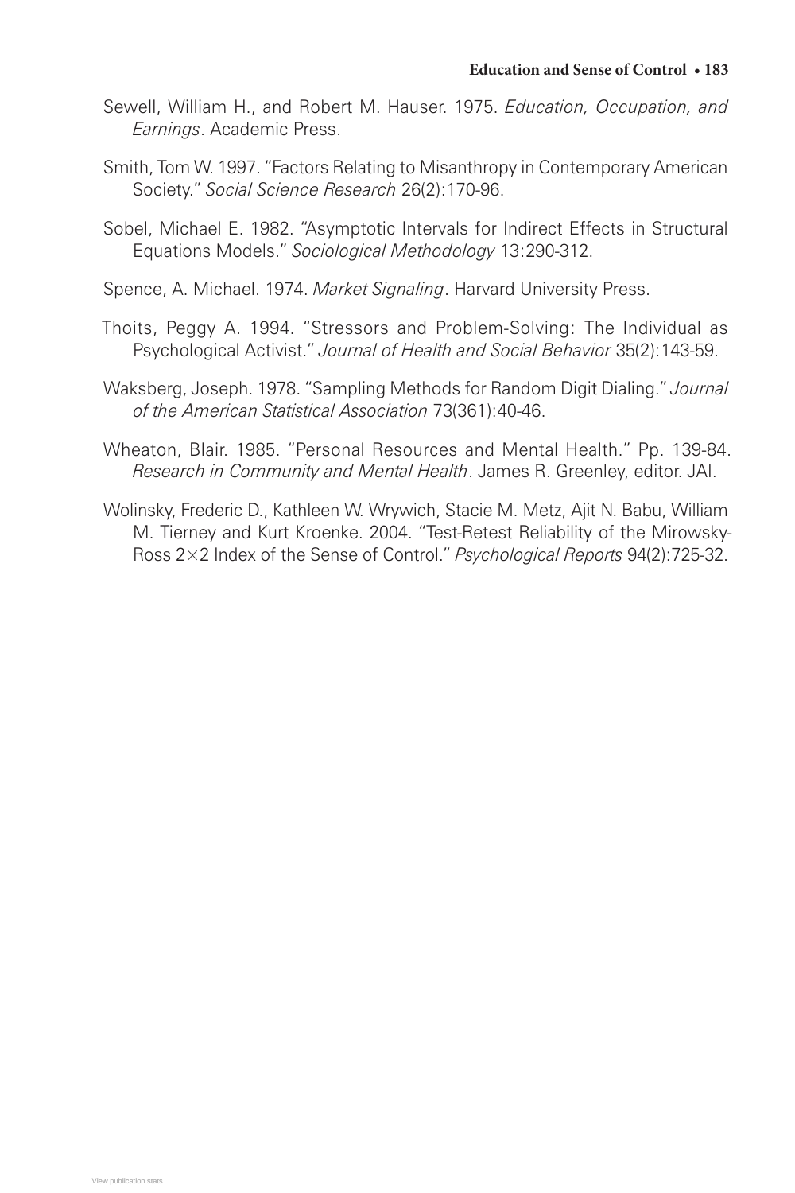Sewell, William H., and Robert M. Hauser. 1975. *Education, Occupation, and Earnings*. Academic Press.

Smith, Tom W. 1997. "Factors Relating to Misanthropy in Contemporary American Society." *Social Science Research* 26(2):170-96.

Sobel, Michael E. 1982. "Asymptotic Intervals for Indirect Effects in Structural Equations Models." *Sociological Methodology* 13:290-312.

Spence, A. Michael. 1974. *Market Signaling*. Harvard University Press.

Thoits, Peggy A. 1994. "Stressors and Problem-Solving: The Individual as Psychological Activist." *Journal of Health and Social Behavior* 35(2):143-59.

Waksberg, Joseph. 1978. "Sampling Methods for Random Digit Dialing." *Journal of the American Statistical Association* 73(361):40-46.

Wheaton, Blair. 1985. "Personal Resources and Mental Health." Pp. 139-84. *Research in Community and Mental Health*. James R. Greenley, editor. JAI.

Wolinsky, Frederic D., Kathleen W. Wrywich, Stacie M. Metz, Ajit N. Babu, William M. Tierney and Kurt Kroenke. 2004. "Test-Retest Reliability of the Mirowsky-Ross 2×2 Index of the Sense of Control." *Psychological Reports* 94(2):725-32.